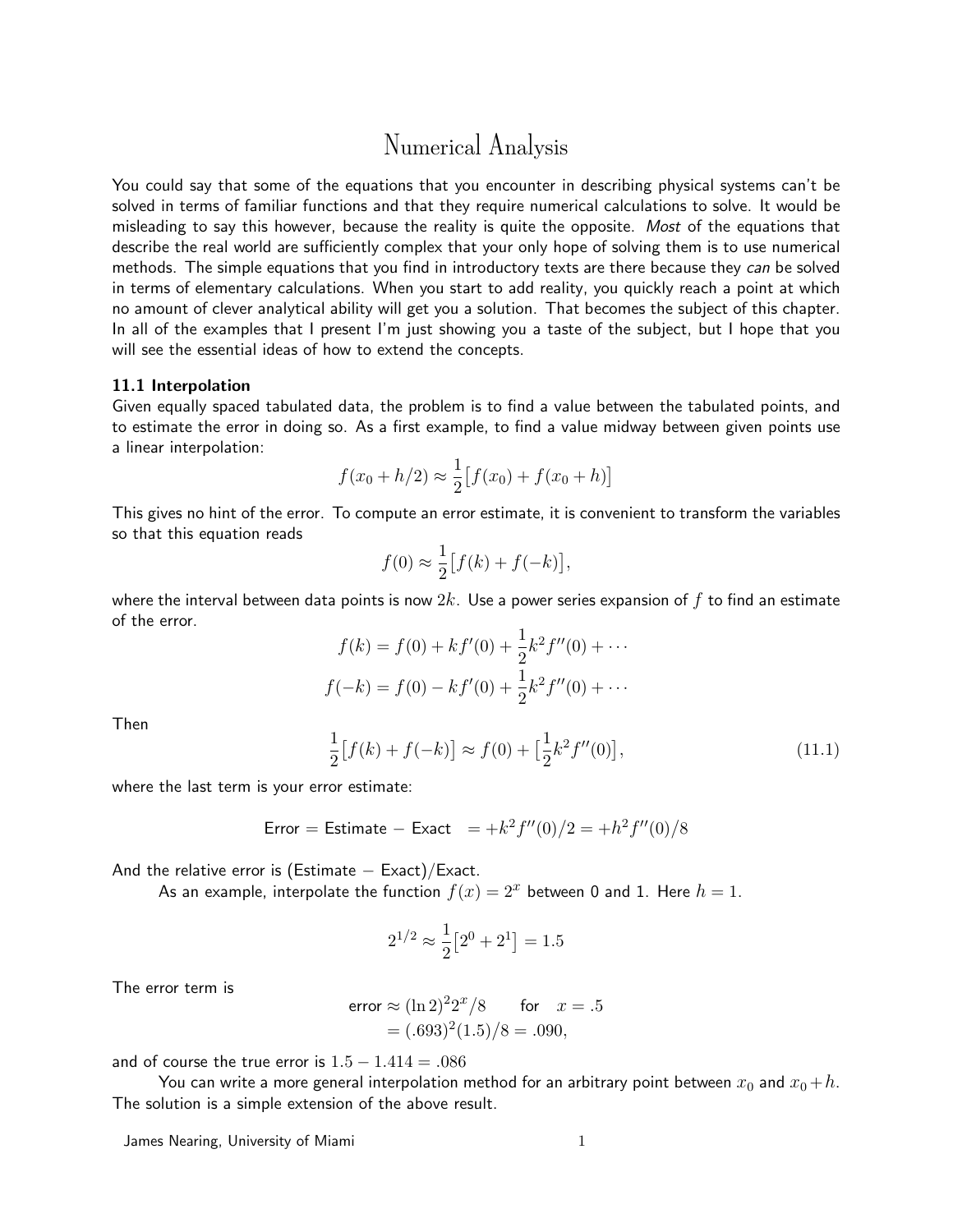# Numerical Analysis

You could say that some of the equations that you encounter in describing physical systems can't be solved in terms of familiar functions and that they require numerical calculations to solve. It would be misleading to say this however, because the reality is quite the opposite. *Most* of the equations that describe the real world are sufficiently complex that your only hope of solving them is to use numerical methods. The simple equations that you find in introductory texts are there because they *can* be solved in terms of elementary calculations. When you start to add reality, you quickly reach a point at which no amount of clever analytical ability will get you a solution. That becomes the subject of this chapter. In all of the examples that I present I'm just showing you a taste of the subject, but I hope that you will see the essential ideas of how to extend the concepts.

### 11.1 Interpolation

Given equally spaced tabulated data, the problem is to find a value between the tabulated points, and to estimate the error in doing so. As a first example, to find a value midway between given points use a linear interpolation:

$$f(x_0 + h/2) \approx \frac{1}{2}\big[f(x_0) + f(x_0 + h)\big]$$

This gives no hint of the error. To compute an error estimate, it is convenient to transform the variables so that this equation reads

$$f(0) \approx \frac{1}{2}\big[f(k) + f(-k)\big],$$

where the interval between data points is now $2k$. Use a power series expansion of $f$ to find an estimate of the error.

$$f(k) = f(0) + kf'(0) + \frac{1}{2}k^2 f''(0) + \cdots$$

$$f(-k) = f(0) - kf'(0) + \frac{1}{2}k^2 f''(0) + \cdots$$

Then

$$\frac{1}{2}\big[f(k) + f(-k)\big] \approx f(0) + \big[\frac{1}{2}k^2 f''(0)\big], \tag{11.1}$$

where the last term is your error estimate:

$$\text{Error} = \text{Estimate} - \text{Exact} \quad = +k^2 f''(0)/2 = +h^2 f''(0)/8$$

And the relative error is (Estimate − Exact)/Exact.

As an example, interpolate the function $f(x) = 2^x$ between 0 and 1. Here $h = 1$.

$$2^{1/2} \approx \frac{1}{2}\big[2^0 + 2^1\big] = 1.5$$

The error term is

$$\begin{aligned} \text{error} &\approx (\ln 2)^2 2^x/8 \qquad \text{for} \quad x = .5 \\ &= (.693)^2(1.5)/8 = .090, \end{aligned}$$

and of course the true error is $1.5 - 1.414 = .086$

You can write a more general interpolation method for an arbitrary point between $x_0$ and $x_0 + h$. The solution is a simple extension of the above result.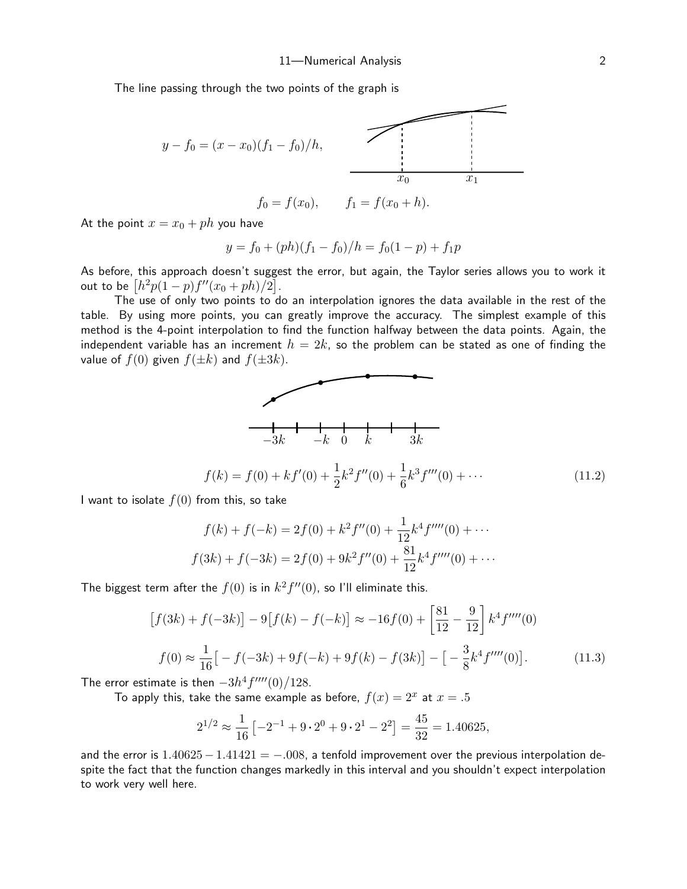The line passing through the two points of the graph is

$$y - f_0 = (x - x_0)(f_1 - f_0)/h,$$

$$f_0 = f(x_0), \qquad f_1 = f(x_0 + h).$$

At the point $x = x_0 + ph$ you have

$$y = f_0 + (ph)(f_1 - f_0)/h = f_0(1 - p) + f_1 p$$

As before, this approach doesn't suggest the error, but again, the Taylor series allows you to work it out to be $\big[h^2 p(1-p)f''(x_0 + ph)/2\big]$.

The use of only two points to do an interpolation ignores the data available in the rest of the table. By using more points, you can greatly improve the accuracy. The simplest example of this method is the 4-point interpolation to find the function halfway between the data points. Again, the independent variable has an increment $h = 2k$, so the problem can be stated as one of finding the value of $f(0)$ given $f(\pm k)$ and $f(\pm 3k)$.

$$f(k) = f(0) + kf'(0) + \frac{1}{2}k^2 f''(0) + \frac{1}{6}k^3 f'''(0) + \cdots \tag{11.2}$$

I want to isolate $f(0)$ from this, so take

$$f(k) + f(-k) = 2f(0) + k^2 f''(0) + \frac{1}{12}k^4 f''''(0) + \cdots$$

$$f(3k) + f(-3k) = 2f(0) + 9k^2 f''(0) + \frac{81}{12}k^4 f''''(0) + \cdots$$

The biggest term after the $f(0)$ is in $k^2 f''(0)$, so I'll eliminate this.

$$\big[f(3k) + f(-3k)\big] - 9\big[f(k) - f(-k)\big] \approx -16f(0) + \left[\frac{81}{12} - \frac{9}{12}\right] k^4 f''''(0)$$

$$f(0) \approx \frac{1}{16}\big[-f(-3k) + 9f(-k) + 9f(k) - f(3k)\big] - \big[-\frac{3}{8}k^4 f''''(0)\big]. \tag{11.3}$$

The error estimate is then $-3h^4 f''''(0)/128$.

To apply this, take the same example as before, $f(x) = 2^x$ at $x = .5$

$$2^{1/2} \approx \frac{1}{16}\left[-2^{-1} + 9 \cdot 2^0 + 9 \cdot 2^1 - 2^2\right] = \frac{45}{32} = 1.40625,$$

and the error is $1.40625 - 1.41421 = -.008$, a tenfold improvement over the previous interpolation despite the fact that the function changes markedly in this interval and you shouldn't expect interpolation to work very well here.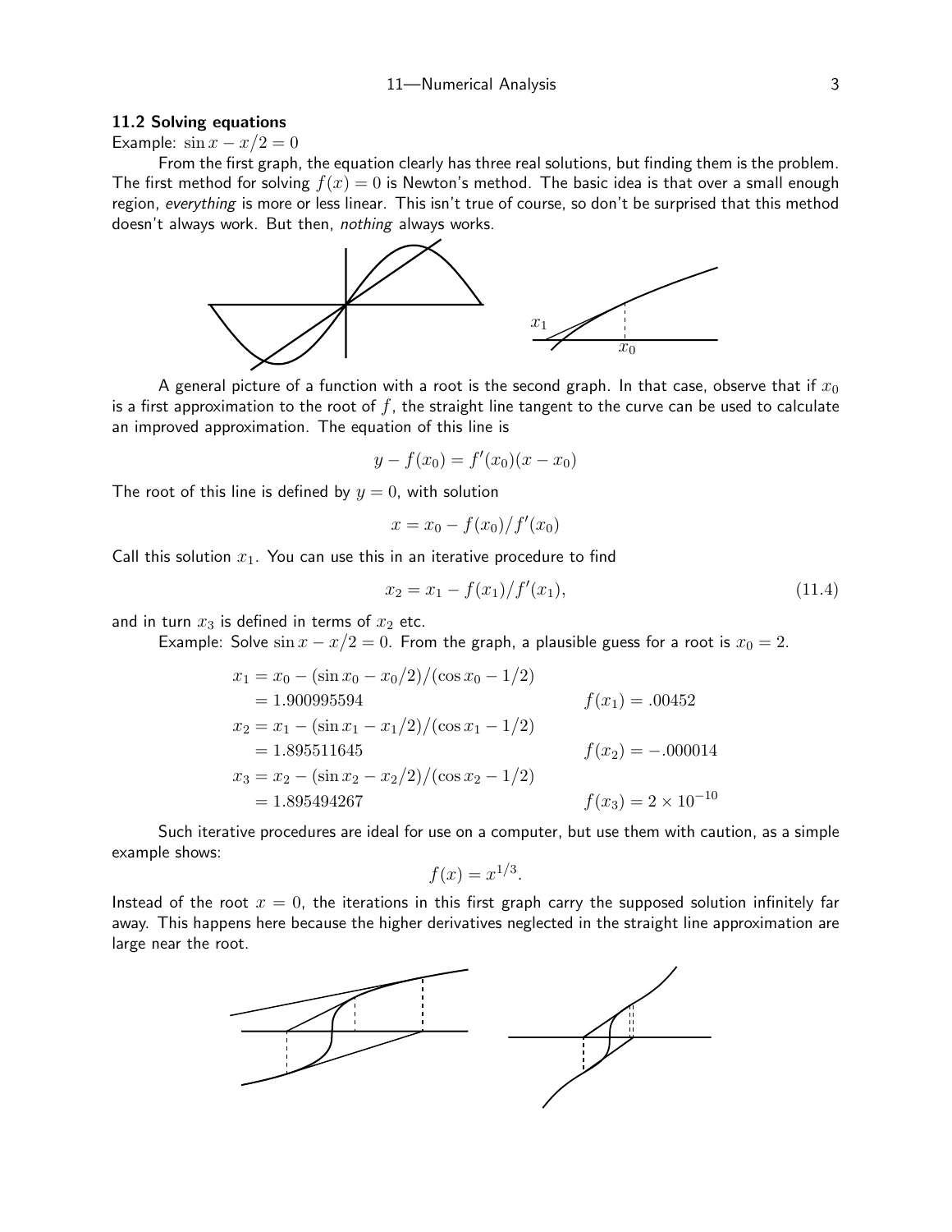### 11.2 Solving equations

Example: $\sin x - x/2 = 0$

From the first graph, the equation clearly has three real solutions, but finding them is the problem. The first method for solving $f(x) = 0$ is Newton's method. The basic idea is that over a small enough region, *everything* is more or less linear. This isn't true of course, so don't be surprised that this method doesn't always work. But then, *nothing* always works.

A general picture of a function with a root is the second graph. In that case, observe that if $x_0$ is a first approximation to the root of $f$, the straight line tangent to the curve can be used to calculate an improved approximation. The equation of this line is

$$y - f(x_0) = f'(x_0)(x - x_0)$$

The root of this line is defined by $y = 0$, with solution

$$x = x_0 - f(x_0)/f'(x_0)$$

Call this solution $x_1$. You can use this in an iterative procedure to find

$$x_2 = x_1 - f(x_1)/f'(x_1), \tag{11.4}$$

and in turn $x_3$ is defined in terms of $x_2$ etc.

Example: Solve $\sin x - x/2 = 0$. From the graph, a plausible guess for a root is $x_0 = 2$.

$$\begin{aligned}
x_1 &= x_0 - (\sin x_0 - x_0/2)/(\cos x_0 - 1/2) \\
&= 1.900995594 & f(x_1) &= .00452 \\
x_2 &= x_1 - (\sin x_1 - x_1/2)/(\cos x_1 - 1/2) \\
&= 1.895511645 & f(x_2) &= -.000014 \\
x_3 &= x_2 - (\sin x_2 - x_2/2)/(\cos x_2 - 1/2) \\
&= 1.895494267 & f(x_3) &= 2 \times 10^{-10}
\end{aligned}$$

Such iterative procedures are ideal for use on a computer, but use them with caution, as a simple example shows:

$$f(x) = x^{1/3}.$$

Instead of the root $x = 0$, the iterations in this first graph carry the supposed solution infinitely far away. This happens here because the higher derivatives neglected in the straight line approximation are large near the root.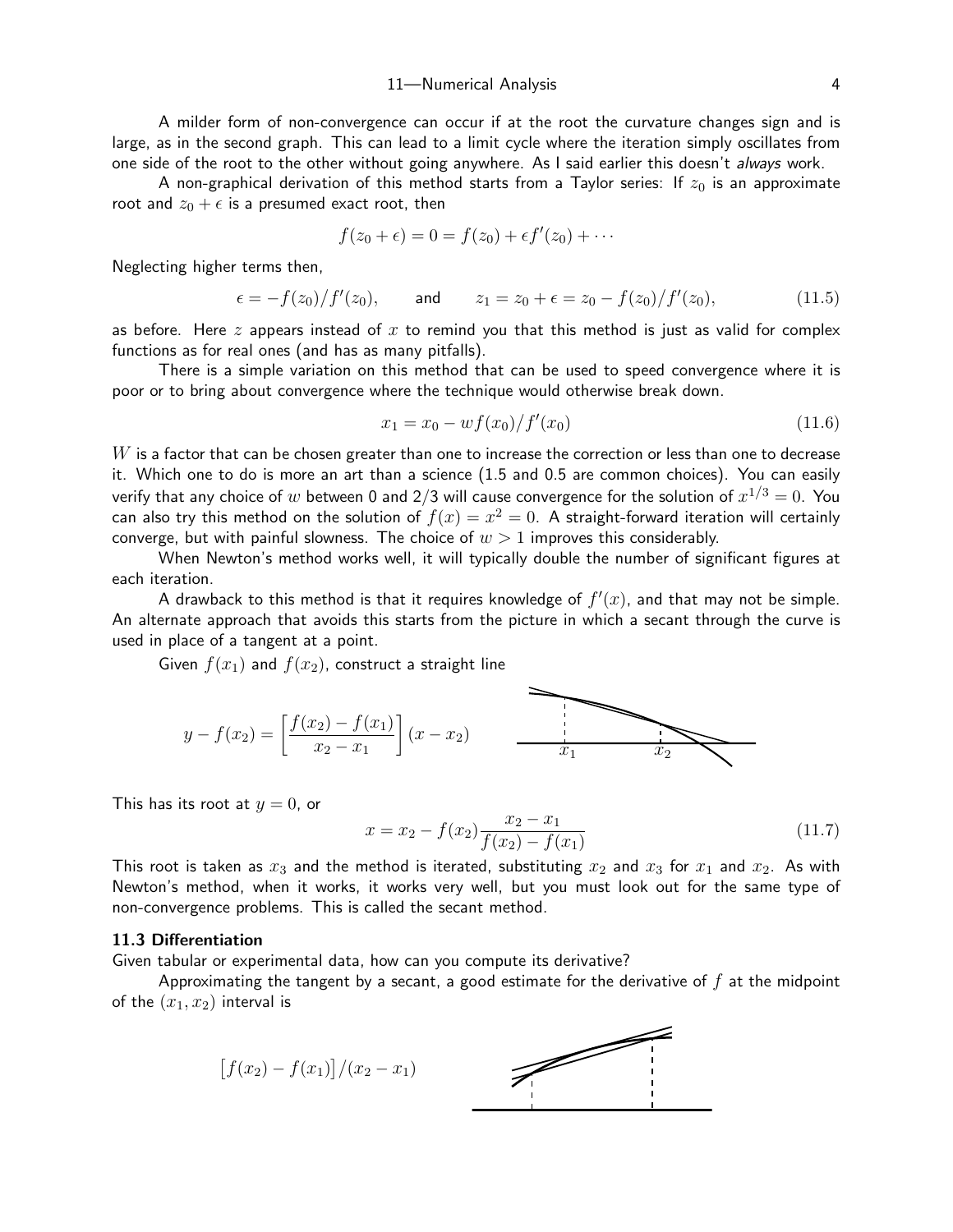A milder form of non-convergence can occur if at the root the curvature changes sign and is large, as in the second graph. This can lead to a limit cycle where the iteration simply oscillates from one side of the root to the other without going anywhere. As I said earlier this doesn't *always* work.

A non-graphical derivation of this method starts from a Taylor series: If $z_0$ is an approximate root and $z_0 + \epsilon$ is a presumed exact root, then

$$f(z_0 + \epsilon) = 0 = f(z_0) + \epsilon f'(z_0) + \cdots$$

Neglecting higher terms then,

$$\epsilon = -f(z_0)/f'(z_0), \qquad \text{and} \qquad z_1 = z_0 + \epsilon = z_0 - f(z_0)/f'(z_0), \tag{11.5}$$

as before. Here $z$ appears instead of $x$ to remind you that this method is just as valid for complex functions as for real ones (and has as many pitfalls).

There is a simple variation on this method that can be used to speed convergence where it is poor or to bring about convergence where the technique would otherwise break down.

$$x_1 = x_0 - wf(x_0)/f'(x_0) \tag{11.6}$$

$W$ is a factor that can be chosen greater than one to increase the correction or less than one to decrease it. Which one to do is more an art than a science (1.5 and 0.5 are common choices). You can easily verify that any choice of $w$ between 0 and $2/3$ will cause convergence for the solution of $x^{1/3} = 0$. You can also try this method on the solution of $f(x) = x^2 = 0$. A straight-forward iteration will certainly converge, but with painful slowness. The choice of $w > 1$ improves this considerably.

When Newton's method works well, it will typically double the number of significant figures at each iteration.

A drawback to this method is that it requires knowledge of $f'(x)$, and that may not be simple. An alternate approach that avoids this starts from the picture in which a secant through the curve is used in place of a tangent at a point.

Given $f(x_1)$ and $f(x_2)$, construct a straight line

$$y - f(x_2) = \left[\frac{f(x_2) - f(x_1)}{x_2 - x_1}\right](x - x_2)$$

This has its root at $y = 0$, or

$$x = x_2 - f(x_2)\frac{x_2 - x_1}{f(x_2) - f(x_1)} \tag{11.7}$$

This root is taken as $x_3$ and the method is iterated, substituting $x_2$ and $x_3$ for $x_1$ and $x_2$. As with Newton's method, when it works, it works very well, but you must look out for the same type of non-convergence problems. This is called the secant method.

### 11.3 Differentiation

Given tabular or experimental data, how can you compute its derivative?

Approximating the tangent by a secant, a good estimate for the derivative of $f$ at the midpoint of the $(x_1, x_2)$ interval is

$$\big[f(x_2) - f(x_1)\big]/(x_2 - x_1)$$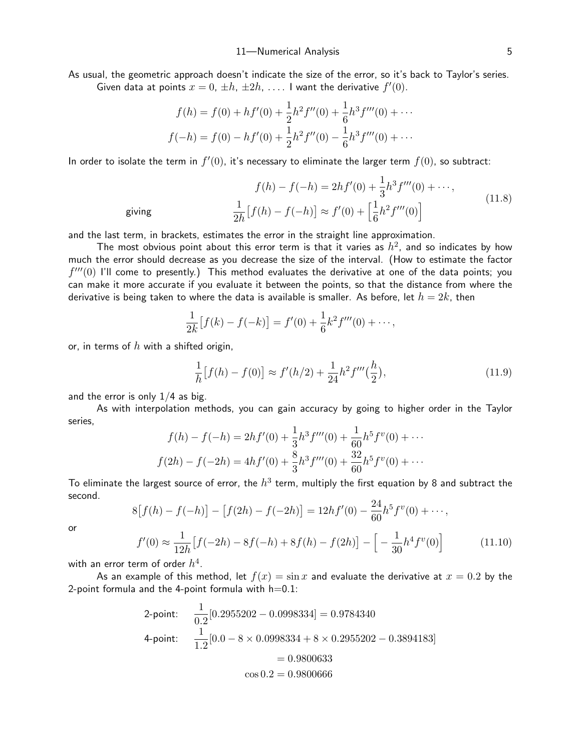As usual, the geometric approach doesn't indicate the size of the error, so it's back to Taylor's series.

Given data at points $x = 0,\ \pm h,\ \pm 2h,\ \ldots$. I want the derivative $f'(0)$.

$$f(h) = f(0) + hf'(0) + \frac{1}{2}h^2 f''(0) + \frac{1}{6}h^3 f'''(0) + \cdots$$
$$f(-h) = f(0) - hf'(0) + \frac{1}{2}h^2 f''(0) - \frac{1}{6}h^3 f'''(0) + \cdots$$

In order to isolate the term in $f'(0)$, it's necessary to eliminate the larger term $f(0)$, so subtract:

$$f(h) - f(-h) = 2hf'(0) + \frac{1}{3}h^3 f'''(0) + \cdots,$$

giving

$$\frac{1}{2h}\big[f(h) - f(-h)\big] \approx f'(0) + \Big[\frac{1}{6}h^2 f'''(0)\Big] \tag{11.8}$$

and the last term, in brackets, estimates the error in the straight line approximation.

The most obvious point about this error term is that it varies as $h^2$, and so indicates by how much the error should decrease as you decrease the size of the interval. (How to estimate the factor $f'''(0)$ I'll come to presently.) This method evaluates the derivative at one of the data points; you can make it more accurate if you evaluate it between the points, so that the distance from where the derivative is being taken to where the data is available is smaller. As before, let $h = 2k$, then

$$\frac{1}{2k}\big[f(k) - f(-k)\big] = f'(0) + \frac{1}{6}k^2 f'''(0) + \cdots,$$

or, in terms of $h$ with a shifted origin,

$$\frac{1}{h}\big[f(h) - f(0)\big] \approx f'(h/2) + \frac{1}{24}h^2 f'''\big(\frac{h}{2}\big), \tag{11.9}$$

and the error is only 1/4 as big.

As with interpolation methods, you can gain accuracy by going to higher order in the Taylor series,

$$f(h) - f(-h) = 2hf'(0) + \frac{1}{3}h^3 f'''(0) + \frac{1}{60}h^5 f^v(0) + \cdots$$
$$f(2h) - f(-2h) = 4hf'(0) + \frac{8}{3}h^3 f'''(0) + \frac{32}{60}h^5 f^v(0) + \cdots$$

To eliminate the largest source of error, the $h^3$ term, multiply the first equation by 8 and subtract the second.

$$8\big[f(h) - f(-h)\big] - \big[f(2h) - f(-2h)\big] = 12hf'(0) - \frac{24}{60}h^5 f^v(0) + \cdots,$$

or

$$f'(0) \approx \frac{1}{12h}\big[f(-2h) - 8f(-h) + 8f(h) - f(2h)\big] - \Big[-\frac{1}{30}h^4 f^v(0)\Big] \tag{11.10}$$

with an error term of order $h^4$.

As an example of this method, let $f(x) = \sin x$ and evaluate the derivative at $x = 0.2$ by the 2-point formula and the 4-point formula with h=0.1:

2-point: $\displaystyle \frac{1}{0.2}[0.2955202 - 0.0998334] = 0.9784340$

4-point: $\displaystyle \frac{1}{1.2}[0.0 - 8 \times 0.0998334 + 8 \times 0.2955202 - 0.3894183]$

$$= 0.9800633$$

$$\cos 0.2 = 0.9800666$$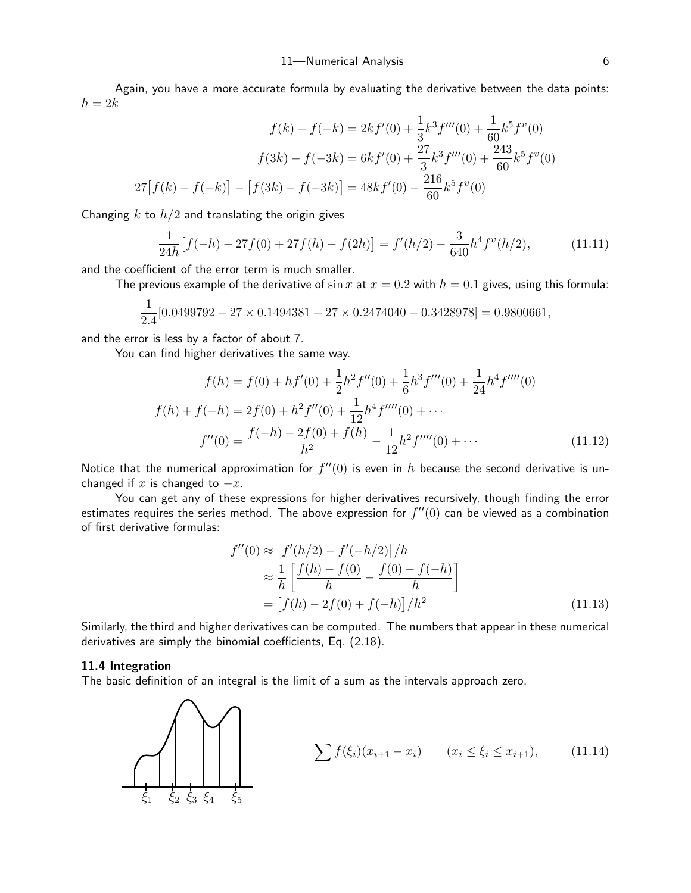Again, you have a more accurate formula by evaluating the derivative between the data points: $h = 2k$

$$
\begin{aligned}
f(k) - f(-k) &= 2kf'(0) + \frac{1}{3}k^3 f'''(0) + \frac{1}{60}k^5 f^v(0) \\
f(3k) - f(-3k) &= 6kf'(0) + \frac{27}{3}k^3 f'''(0) + \frac{243}{60}k^5 f^v(0) \\
27\big[f(k) - f(-k)\big] - \big[f(3k) - f(-3k)\big] &= 48kf'(0) - \frac{216}{60}k^5 f^v(0)
\end{aligned}
$$

Changing $k$ to $h/2$ and translating the origin gives

$$
\frac{1}{24h}\big[f(-h) - 27f(0) + 27f(h) - f(2h)\big] = f'(h/2) - \frac{3}{640}h^4 f^v(h/2), \tag{11.11}
$$

and the coefficient of the error term is much smaller.

The previous example of the derivative of $\sin x$ at $x = 0.2$ with $h = 0.1$ gives, using this formula:

$$
\frac{1}{2.4}[0.0499792 - 27 \times 0.1494381 + 27 \times 0.2474040 - 0.3428978] = 0.9800661,
$$

and the error is less by a factor of about 7.

You can find higher derivatives the same way.

$$
\begin{aligned}
f(h) &= f(0) + hf'(0) + \frac{1}{2}h^2 f''(0) + \frac{1}{6}h^3 f'''(0) + \frac{1}{24}h^4 f''''(0) \\
f(h) + f(-h) &= 2f(0) + h^2 f''(0) + \frac{1}{12}h^4 f''''(0) + \cdots \\
f''(0) &= \frac{f(-h) - 2f(0) + f(h)}{h^2} - \frac{1}{12}h^2 f''''(0) + \cdots
\end{aligned} \tag{11.12}
$$

Notice that the numerical approximation for $f''(0)$ is even in $h$ because the second derivative is unchanged if $x$ is changed to $-x$.

You can get any of these expressions for higher derivatives recursively, though finding the error estimates requires the series method. The above expression for $f''(0)$ can be viewed as a combination of first derivative formulas:

$$
\begin{aligned}
f''(0) &\approx \big[f'(h/2) - f'(-h/2)\big]/h \\
&\approx \frac{1}{h}\left[\frac{f(h) - f(0)}{h} - \frac{f(0) - f(-h)}{h}\right] \\
&= \big[f(h) - 2f(0) + f(-h)\big]/h^2
\end{aligned} \tag{11.13}
$$

Similarly, the third and higher derivatives can be computed. The numbers that appear in these numerical derivatives are simply the binomial coefficients, Eq. (2.18).

## 11.4 Integration

The basic definition of an integral is the limit of a sum as the intervals approach zero.

$$
\sum f(\xi_i)(x_{i+1} - x_i) \qquad (x_i \le \xi_i \le x_{i+1}), \tag{11.14}
$$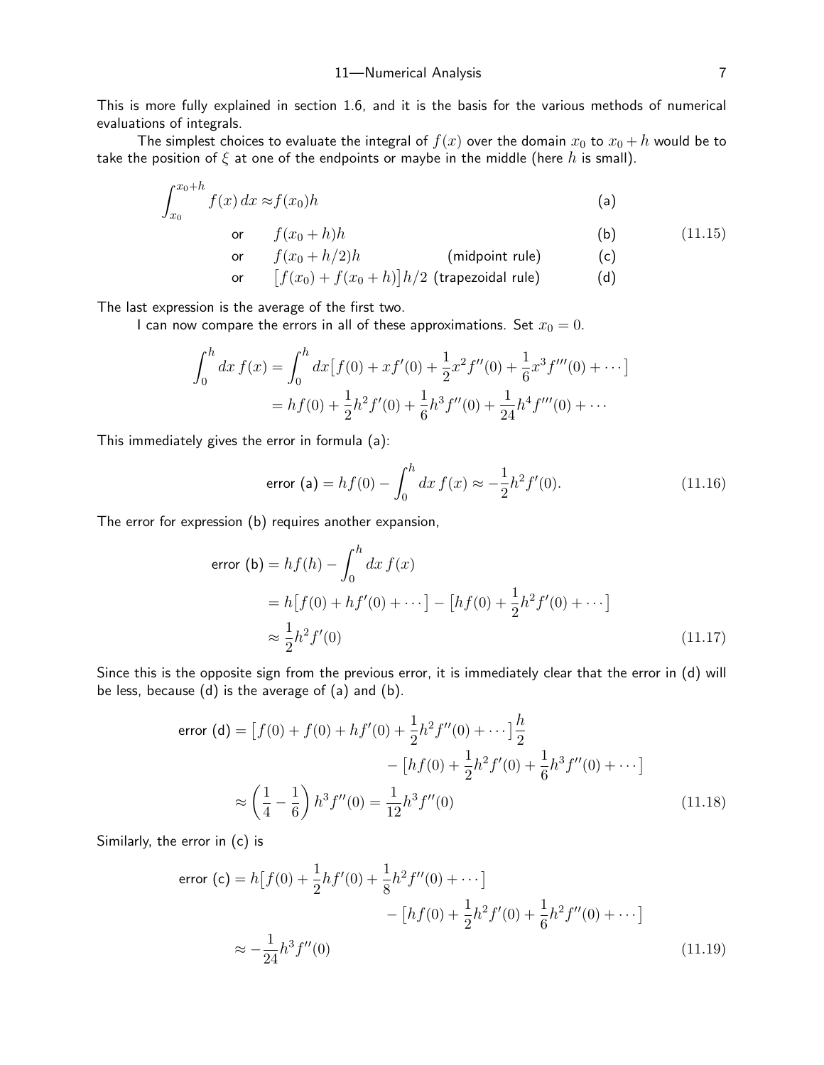This is more fully explained in section 1.6, and it is the basis for the various methods of numerical evaluations of integrals.

The simplest choices to evaluate the integral of $f(x)$ over the domain $x_0$ to $x_0 + h$ would be to take the position of $\xi$ at one of the endpoints or maybe in the middle (here $h$ is small).

$$
\begin{aligned}
\int_{x_0}^{x_0+h} f(x)\,dx \approx & f(x_0)h && \text{(a)} \\
\text{or} \quad & f(x_0+h)h && \text{(b)} \\
\text{or} \quad & f(x_0+h/2)h \quad \text{(midpoint rule)} && \text{(c)} \\
\text{or} \quad & \big[f(x_0)+f(x_0+h)\big]h/2 \quad \text{(trapezoidal rule)} && \text{(d)}
\end{aligned}
\tag{11.15}
$$

The last expression is the average of the first two.

I can now compare the errors in all of these approximations. Set $x_0 = 0$.

$$
\begin{aligned}
\int_0^h dx\, f(x) &= \int_0^h dx\big[f(0) + xf'(0) + \frac{1}{2}x^2 f''(0) + \frac{1}{6}x^3 f'''(0) + \cdots\big] \\
&= hf(0) + \frac{1}{2}h^2 f'(0) + \frac{1}{6}h^3 f''(0) + \frac{1}{24}h^4 f'''(0) + \cdots
\end{aligned}
$$

This immediately gives the error in formula (a):

$$
\text{error (a)} = hf(0) - \int_0^h dx\, f(x) \approx -\frac{1}{2}h^2 f'(0). \tag{11.16}
$$

The error for expression (b) requires another expansion,

$$
\begin{aligned}
\text{error (b)} &= hf(h) - \int_0^h dx\, f(x) \\
&= h\big[f(0) + hf'(0) + \cdots\big] - \big[hf(0) + \frac{1}{2}h^2 f'(0) + \cdots\big] \\
&\approx \frac{1}{2}h^2 f'(0)
\end{aligned}
\tag{11.17}
$$

Since this is the opposite sign from the previous error, it is immediately clear that the error in (d) will be less, because (d) is the average of (a) and (b).

$$
\begin{aligned}
\text{error (d)} = \big[f(0) + f(0) + hf'(0) + \frac{1}{2}h^2 f''(0) + \cdots\big]\frac{h}{2} \\
- \big[hf(0) + \frac{1}{2}h^2 f'(0) + \frac{1}{6}h^3 f''(0) + \cdots\big] \\
\approx \left(\frac{1}{4} - \frac{1}{6}\right)h^3 f''(0) = \frac{1}{12}h^3 f''(0)
\end{aligned}
\tag{11.18}
$$

Similarly, the error in (c) is

$$
\begin{aligned}
\text{error (c)} = h\big[f(0) + \frac{1}{2}hf'(0) + \frac{1}{8}h^2 f''(0) + \cdots\big] \\
- \big[hf(0) + \frac{1}{2}h^2 f'(0) + \frac{1}{6}h^2 f''(0) + \cdots\big] \\
\approx -\frac{1}{24}h^3 f''(0)
\end{aligned}
\tag{11.19}
$$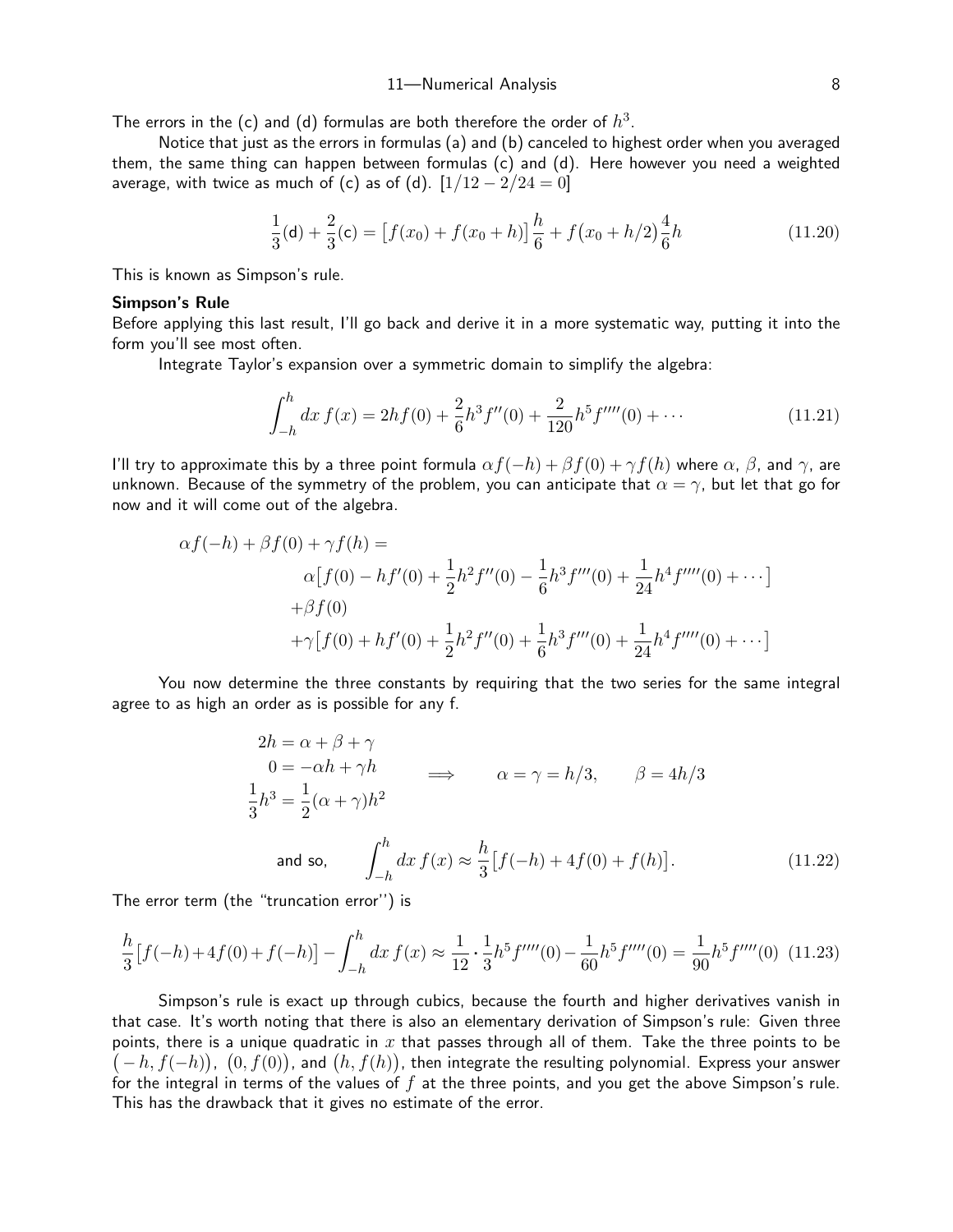The errors in the (c) and (d) formulas are both therefore the order of $h^3$.

Notice that just as the errors in formulas (a) and (b) canceled to highest order when you averaged them, the same thing can happen between formulas (c) and (d). Here however you need a weighted average, with twice as much of (c) as of (d). $[1/12 - 2/24 = 0]$

$$\frac{1}{3}(\mathsf{d}) + \frac{2}{3}(\mathsf{c}) = \big[f(x_0) + f(x_0+h)\big]\frac{h}{6} + f\big(x_0 + h/2\big)\frac{4}{6}h \tag{11.20}$$

This is known as Simpson's rule.

**Simpson's Rule**

Before applying this last result, I'll go back and derive it in a more systematic way, putting it into the form you'll see most often.

Integrate Taylor's expansion over a symmetric domain to simplify the algebra:

$$\int_{-h}^{h} dx\, f(x) = 2hf(0) + \frac{2}{6}h^3 f''(0) + \frac{2}{120}h^5 f''''(0) + \cdots \tag{11.21}$$

I'll try to approximate this by a three point formula $\alpha f(-h) + \beta f(0) + \gamma f(h)$ where $\alpha$, $\beta$, and $\gamma$, are unknown. Because of the symmetry of the problem, you can anticipate that $\alpha = \gamma$, but let that go for now and it will come out of the algebra.

$$\begin{aligned}
\alpha f(-h) + \beta f(0) + \gamma f(h) = &\\
&\alpha\big[f(0) - hf'(0) + \frac{1}{2}h^2 f''(0) - \frac{1}{6}h^3 f'''(0) + \frac{1}{24}h^4 f''''(0) + \cdots\big]\\
&+\beta f(0)\\
&+\gamma\big[f(0) + hf'(0) + \frac{1}{2}h^2 f''(0) + \frac{1}{6}h^3 f'''(0) + \frac{1}{24}h^4 f''''(0) + \cdots\big]
\end{aligned}$$

You now determine the three constants by requiring that the two series for the same integral agree to as high an order as is possible for any f.

$$\begin{aligned}
2h &= \alpha + \beta + \gamma\\
0 &= -\alpha h + \gamma h \qquad \Longrightarrow \qquad \alpha = \gamma = h/3, \qquad \beta = 4h/3\\
\frac{1}{3}h^3 &= \frac{1}{2}(\alpha + \gamma)h^2
\end{aligned}$$

$$\text{and so,} \qquad \int_{-h}^{h} dx\, f(x) \approx \frac{h}{3}\big[f(-h) + 4f(0) + f(h)\big]. \tag{11.22}$$

The error term (the "truncation error") is

$$\frac{h}{3}\big[f(-h) + 4f(0) + f(-h)\big] - \int_{-h}^{h} dx\, f(x) \approx \frac{1}{12}\cdot\frac{1}{3}h^5 f''''(0) - \frac{1}{60}h^5 f''''(0) = \frac{1}{90}h^5 f''''(0) \tag{11.23}$$

Simpson's rule is exact up through cubics, because the fourth and higher derivatives vanish in that case. It's worth noting that there is also an elementary derivation of Simpson's rule: Given three points, there is a unique quadratic in $x$ that passes through all of them. Take the three points to be $\big(-h, f(-h)\big)$, $\big(0, f(0)\big)$, and $\big(h, f(h)\big)$, then integrate the resulting polynomial. Express your answer for the integral in terms of the values of $f$ at the three points, and you get the above Simpson's rule. This has the drawback that it gives no estimate of the error.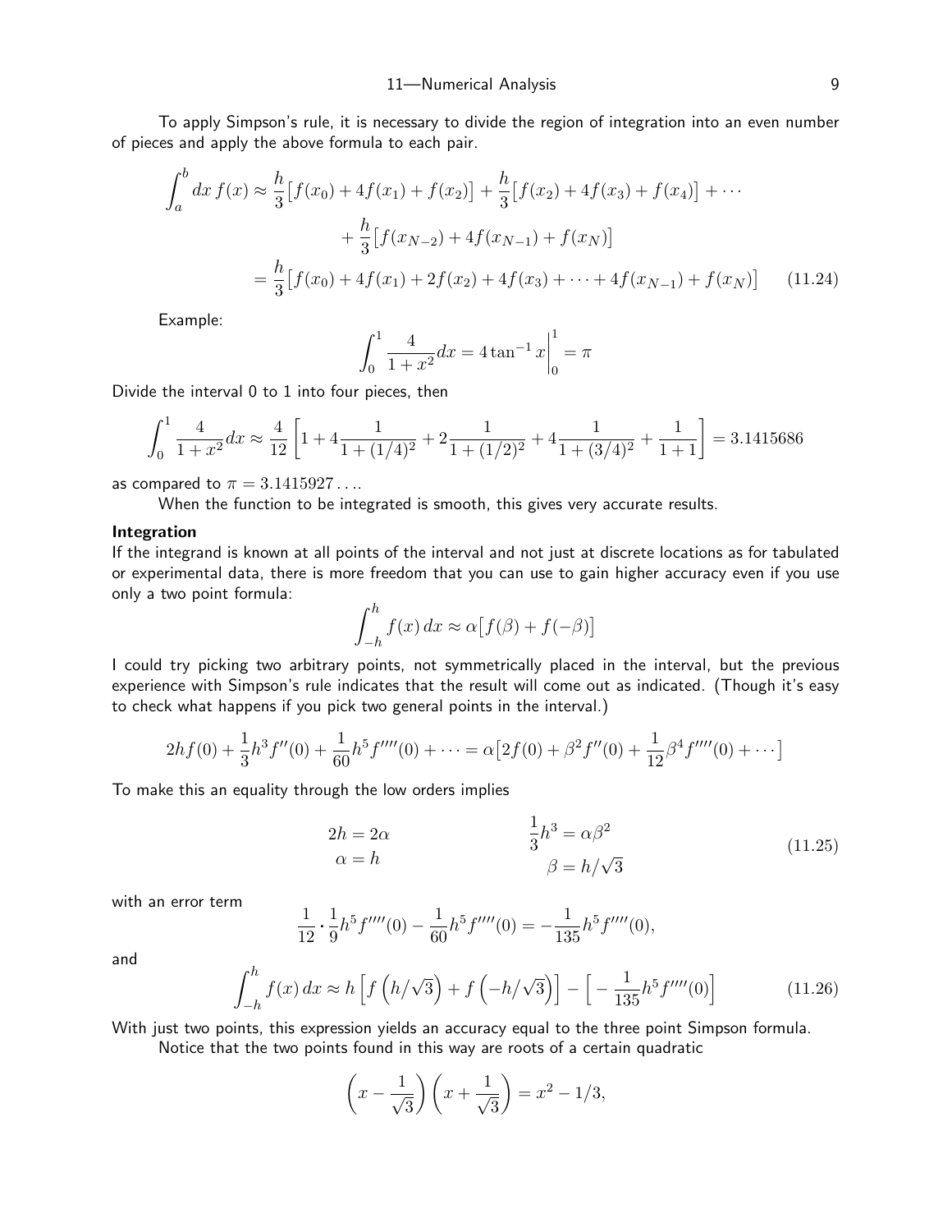To apply Simpson's rule, it is necessary to divide the region of integration into an even number of pieces and apply the above formula to each pair.

$$
\begin{aligned}
\int_a^b dx\, f(x) &\approx \frac{h}{3}\big[f(x_0)+4f(x_1)+f(x_2)\big]+\frac{h}{3}\big[f(x_2)+4f(x_3)+f(x_4)\big]+\cdots \\
&\qquad +\frac{h}{3}\big[f(x_{N-2})+4f(x_{N-1})+f(x_N)\big] \\
&= \frac{h}{3}\big[f(x_0)+4f(x_1)+2f(x_2)+4f(x_3)+\cdots+4f(x_{N-1})+f(x_N)\big] \qquad (11.24)
\end{aligned}
$$

Example:

$$
\int_0^1 \frac{4}{1+x^2}dx = 4\tan^{-1}x\bigg|_0^1 = \pi
$$

Divide the interval 0 to 1 into four pieces, then

$$
\int_0^1 \frac{4}{1+x^2}dx \approx \frac{4}{12}\left[1+4\frac{1}{1+(1/4)^2}+2\frac{1}{1+(1/2)^2}+4\frac{1}{1+(3/4)^2}+\frac{1}{1+1}\right] = 3.1415686
$$

as compared to $\pi = 3.1415927\ldots$.

When the function to be integrated is smooth, this gives very accurate results.

**Integration**

If the integrand is known at all points of the interval and not just at discrete locations as for tabulated or experimental data, there is more freedom that you can use to gain higher accuracy even if you use only a two point formula:

$$
\int_{-h}^{h} f(x)\,dx \approx \alpha\big[f(\beta)+f(-\beta)\big]
$$

I could try picking two arbitrary points, not symmetrically placed in the interval, but the previous experience with Simpson's rule indicates that the result will come out as indicated. (Though it's easy to check what happens if you pick two general points in the interval.)

$$
2hf(0)+\frac{1}{3}h^3f''(0)+\frac{1}{60}h^5f''''(0)+\cdots = \alpha\big[2f(0)+\beta^2f''(0)+\frac{1}{12}\beta^4f''''(0)+\cdots\big]
$$

To make this an equality through the low orders implies

$$
\begin{aligned}
2h &= 2\alpha & \frac{1}{3}h^3 &= \alpha\beta^2 \\
\alpha &= h & \beta &= h/\sqrt{3}
\end{aligned}
\qquad (11.25)
$$

with an error term

$$
\frac{1}{12}\cdot\frac{1}{9}h^5f''''(0)-\frac{1}{60}h^5f''''(0) = -\frac{1}{135}h^5f''''(0),
$$

and

$$
\int_{-h}^{h} f(x)\,dx \approx h\left[f\left(h/\sqrt{3}\right)+f\left(-h/\sqrt{3}\right)\right]-\left[-\frac{1}{135}h^5f''''(0)\right] \qquad (11.26)
$$

With just two points, this expression yields an accuracy equal to the three point Simpson formula.

Notice that the two points found in this way are roots of a certain quadratic

$$
\left(x-\frac{1}{\sqrt{3}}\right)\left(x+\frac{1}{\sqrt{3}}\right) = x^2-1/3,
$$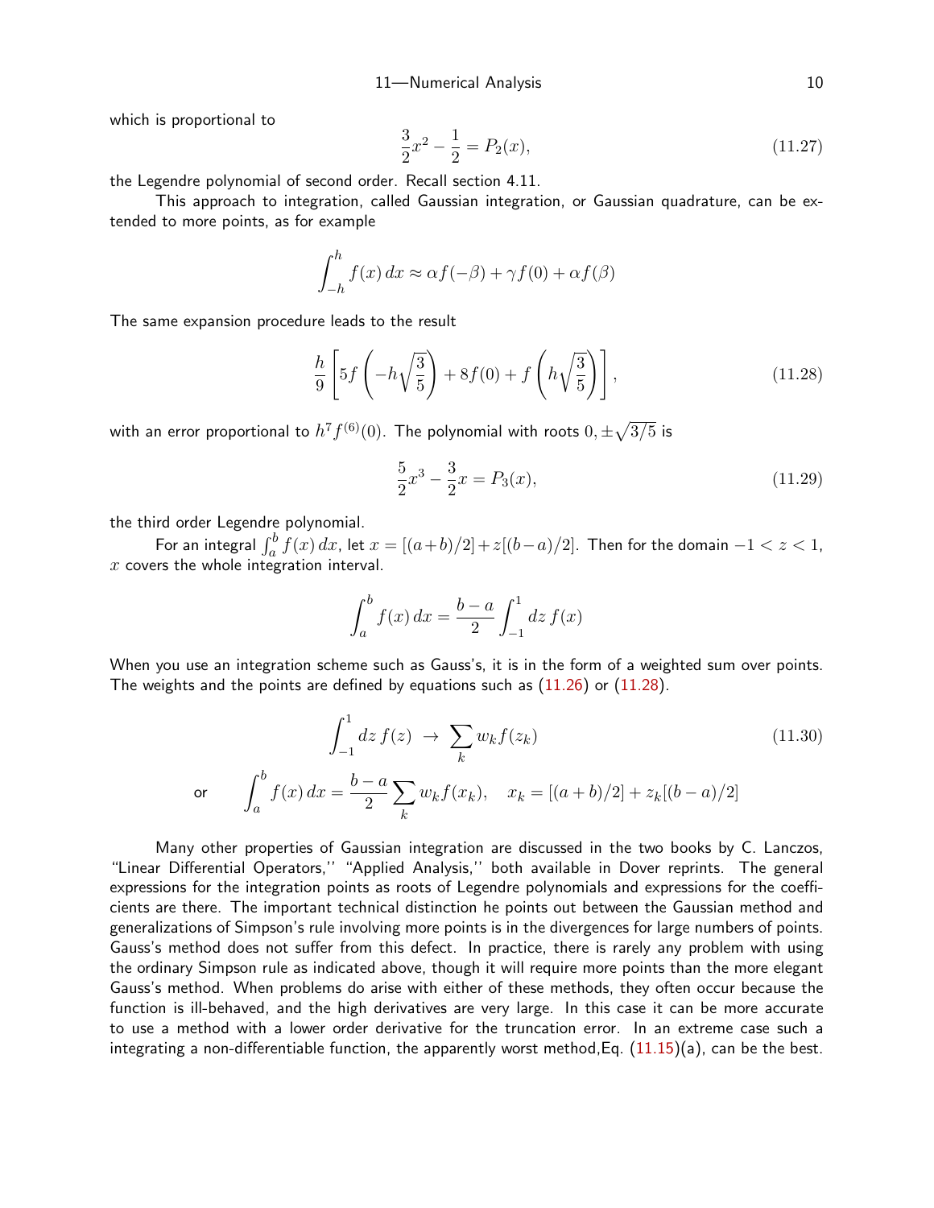which is proportional to

$$\frac{3}{2}x^2 - \frac{1}{2} = P_2(x), \tag{11.27}$$

the Legendre polynomial of second order. Recall section 4.11.

This approach to integration, called Gaussian integration, or Gaussian quadrature, can be extended to more points, as for example

$$\int_{-h}^{h} f(x)\,dx \approx \alpha f(-\beta) + \gamma f(0) + \alpha f(\beta)$$

The same expansion procedure leads to the result

$$\frac{h}{9}\left[5f\left(-h\sqrt{\frac{3}{5}}\right) + 8f(0) + f\left(h\sqrt{\frac{3}{5}}\right)\right], \tag{11.28}$$

with an error proportional to $h^7 f^{(6)}(0)$. The polynomial with roots $0, \pm\sqrt{3/5}$ is

$$\frac{5}{2}x^3 - \frac{3}{2}x = P_3(x), \tag{11.29}$$

the third order Legendre polynomial.

For an integral $\int_a^b f(x)\,dx$, let $x = [(a+b)/2] + z[(b-a)/2]$. Then for the domain $-1 < z < 1$, $x$ covers the whole integration interval.

$$\int_a^b f(x)\,dx = \frac{b-a}{2}\int_{-1}^{1} dz\, f(x)$$

When you use an integration scheme such as Gauss's, it is in the form of a weighted sum over points. The weights and the points are defined by equations such as (11.26) or (11.28).

$$\int_{-1}^{1} dz\, f(z) \;\to\; \sum_k w_k f(z_k) \tag{11.30}$$

$$\text{or} \qquad \int_a^b f(x)\,dx = \frac{b-a}{2}\sum_k w_k f(x_k), \quad x_k = [(a+b)/2] + z_k[(b-a)/2]$$

Many other properties of Gaussian integration are discussed in the two books by C. Lanczos, "Linear Differential Operators," "Applied Analysis," both available in Dover reprints. The general expressions for the integration points as roots of Legendre polynomials and expressions for the coefficients are there. The important technical distinction he points out between the Gaussian method and generalizations of Simpson's rule involving more points is in the divergences for large numbers of points. Gauss's method does not suffer from this defect. In practice, there is rarely any problem with using the ordinary Simpson rule as indicated above, though it will require more points than the more elegant Gauss's method. When problems do arise with either of these methods, they often occur because the function is ill-behaved, and the high derivatives are very large. In this case it can be more accurate to use a method with a lower order derivative for the truncation error. In an extreme case such a integrating a non-differentiable function, the apparently worst method,Eq. (11.15)(a), can be the best.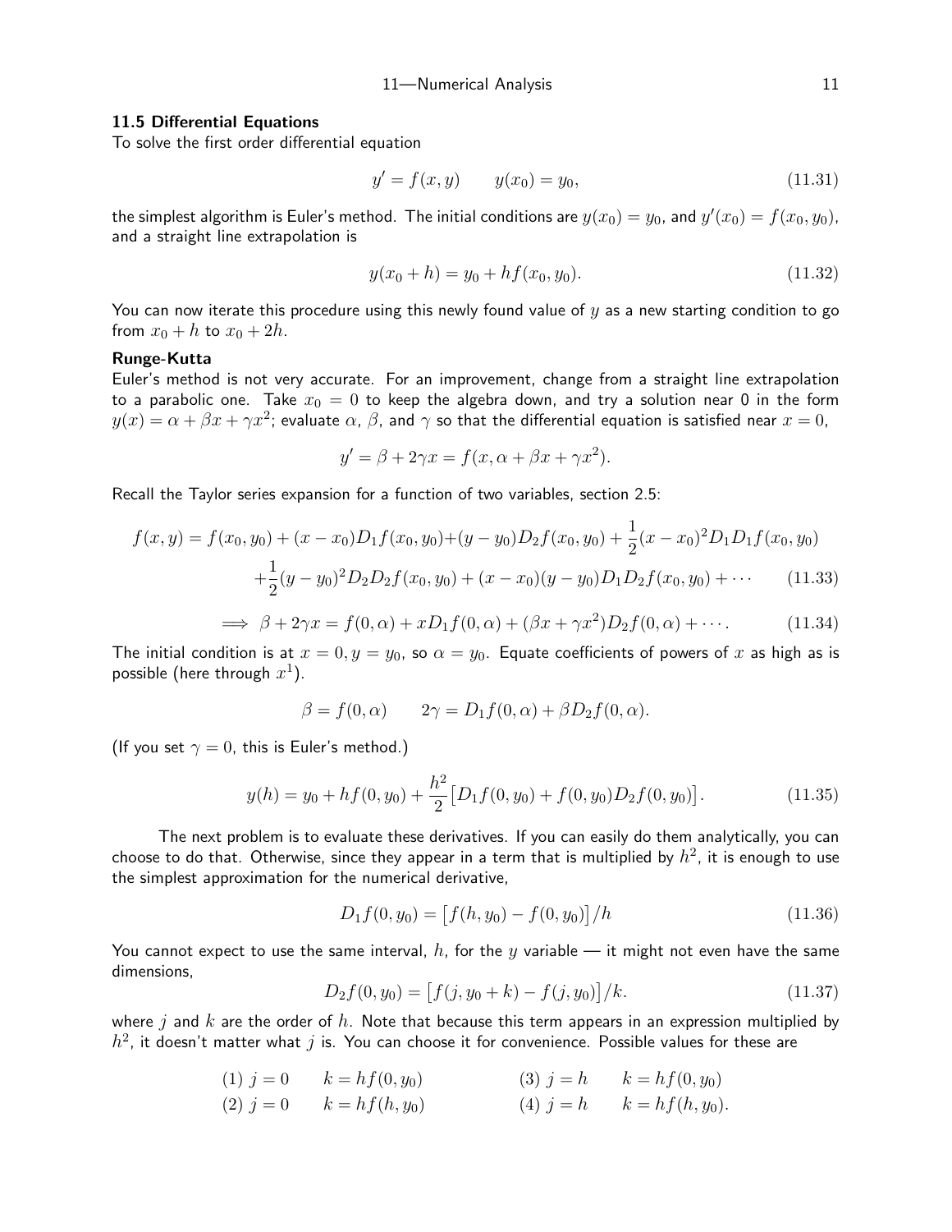### 11.5 Differential Equations

To solve the first order differential equation

$$y' = f(x, y) \qquad y(x_0) = y_0, \tag{11.31}$$

the simplest algorithm is Euler's method. The initial conditions are $y(x_0) = y_0$, and $y'(x_0) = f(x_0, y_0)$, and a straight line extrapolation is

$$y(x_0 + h) = y_0 + hf(x_0, y_0). \tag{11.32}$$

You can now iterate this procedure using this newly found value of $y$ as a new starting condition to go from $x_0 + h$ to $x_0 + 2h$.

**Runge-Kutta**

Euler's method is not very accurate. For an improvement, change from a straight line extrapolation to a parabolic one. Take $x_0 = 0$ to keep the algebra down, and try a solution near 0 in the form $y(x) = \alpha + \beta x + \gamma x^2$; evaluate $\alpha$, $\beta$, and $\gamma$ so that the differential equation is satisfied near $x = 0$,

$$y' = \beta + 2\gamma x = f(x, \alpha + \beta x + \gamma x^2).$$

Recall the Taylor series expansion for a function of two variables, section 2.5:

$$\begin{aligned} f(x, y) = f(x_0, y_0) + (x - x_0)D_1 f(x_0, y_0) + (y - y_0)D_2 f(x_0, y_0) + \frac{1}{2}(x - x_0)^2 D_1 D_1 f(x_0, y_0) \\ + \frac{1}{2}(y - y_0)^2 D_2 D_2 f(x_0, y_0) + (x - x_0)(y - y_0)D_1 D_2 f(x_0, y_0) + \cdots \end{aligned} \tag{11.33}$$

$$\implies \beta + 2\gamma x = f(0, \alpha) + xD_1 f(0, \alpha) + (\beta x + \gamma x^2)D_2 f(0, \alpha) + \cdots. \tag{11.34}$$

The initial condition is at $x = 0, y = y_0$, so $\alpha = y_0$. Equate coefficients of powers of $x$ as high as is possible (here through $x^1$).

$$\beta = f(0, \alpha) \qquad 2\gamma = D_1 f(0, \alpha) + \beta D_2 f(0, \alpha).$$

(If you set $\gamma = 0$, this is Euler's method.)

$$y(h) = y_0 + hf(0, y_0) + \frac{h^2}{2}\big[D_1 f(0, y_0) + f(0, y_0)D_2 f(0, y_0)\big]. \tag{11.35}$$

The next problem is to evaluate these derivatives. If you can easily do them analytically, you can choose to do that. Otherwise, since they appear in a term that is multiplied by $h^2$, it is enough to use the simplest approximation for the numerical derivative,

$$D_1 f(0, y_0) = \big[f(h, y_0) - f(0, y_0)\big]/h \tag{11.36}$$

You cannot expect to use the same interval, $h$, for the $y$ variable — it might not even have the same dimensions,

$$D_2 f(0, y_0) = \big[f(j, y_0 + k) - f(j, y_0)\big]/k. \tag{11.37}$$

where $j$ and $k$ are the order of $h$. Note that because this term appears in an expression multiplied by $h^2$, it doesn't matter what $j$ is. You can choose it for convenience. Possible values for these are

$$\begin{aligned} &(1)\ j = 0 \qquad k = hf(0, y_0) \qquad\qquad &(3)\ j = h \qquad k = hf(0, y_0) \\ &(2)\ j = 0 \qquad k = hf(h, y_0) \qquad\qquad &(4)\ j = h \qquad k = hf(h, y_0). \end{aligned}$$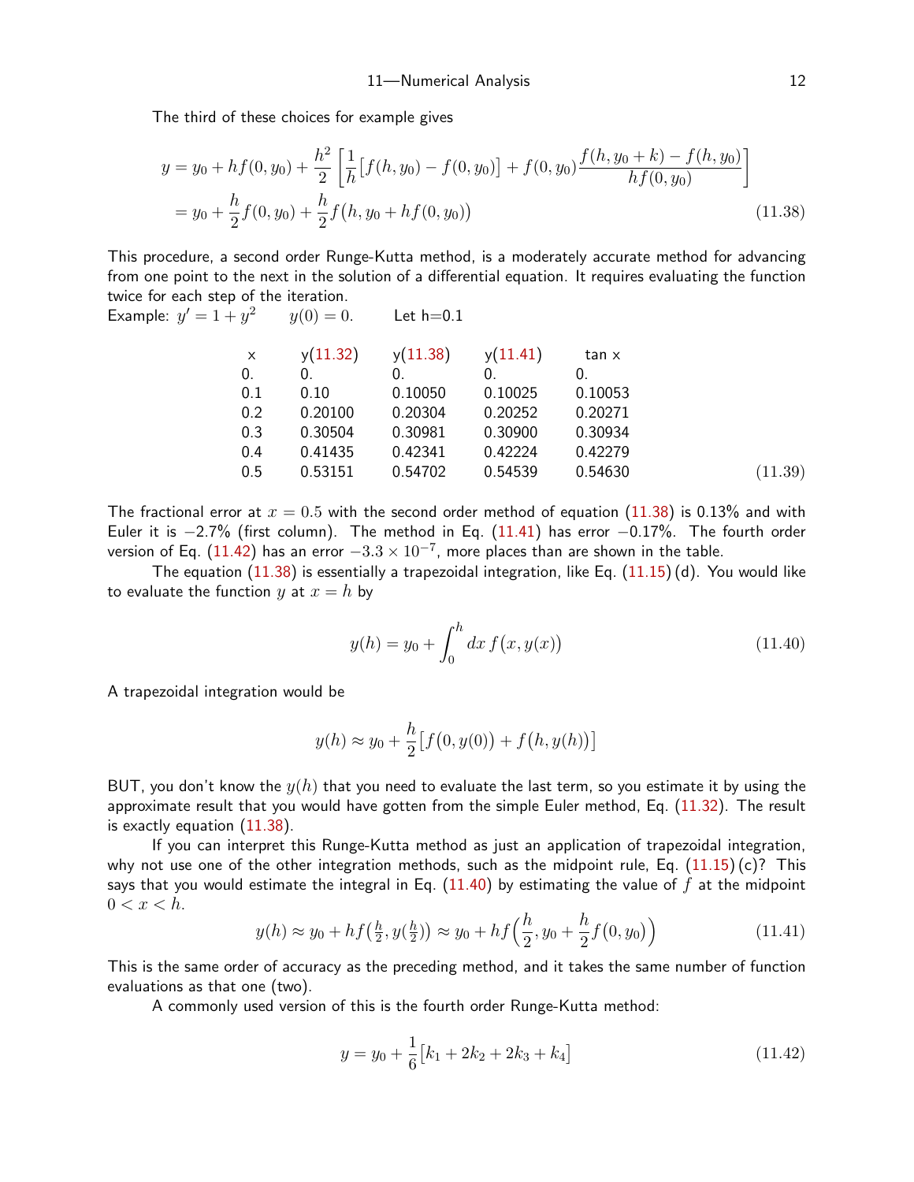The third of these choices for example gives

$$
\begin{aligned}
y &= y_0 + hf(0,y_0) + \frac{h^2}{2}\left[\frac{1}{h}\big[f(h,y_0) - f(0,y_0)\big] + f(0,y_0)\frac{f(h,y_0+k) - f(h,y_0)}{hf(0,y_0)}\right] \\
&= y_0 + \frac{h}{2}f(0,y_0) + \frac{h}{2}f\big(h, y_0 + hf(0,y_0)\big)
\end{aligned}
\tag{11.38}
$$

This procedure, a second order Runge-Kutta method, is a moderately accurate method for advancing from one point to the next in the solution of a differential equation. It requires evaluating the function twice for each step of the iteration.

Example: $y' = 1 + y^2 \qquad y(0) = 0.$ Let h=0.1

| x | y(11.32) | y(11.38) | y(11.41) | tan x |
|---|---|---|---|---|
| 0. | 0. | 0. | 0. | 0. |
| 0.1 | 0.10 | 0.10050 | 0.10025 | 0.10053 |
| 0.2 | 0.20100 | 0.20304 | 0.20252 | 0.20271 |
| 0.3 | 0.30504 | 0.30981 | 0.30900 | 0.30934 |
| 0.4 | 0.41435 | 0.42341 | 0.42224 | 0.42279 |
| 0.5 | 0.53151 | 0.54702 | 0.54539 | 0.54630 |

(11.39)

The fractional error at $x = 0.5$ with the second order method of equation (11.38) is 0.13% and with Euler it is $-2.7$% (first column). The method in Eq. (11.41) has error $-0.17$%. The fourth order version of Eq. (11.42) has an error $-3.3 \times 10^{-7}$, more places than are shown in the table.

The equation (11.38) is essentially a trapezoidal integration, like Eq. (11.15) (d). You would like to evaluate the function $y$ at $x = h$ by

$$
y(h) = y_0 + \int_0^h dx\, f\big(x, y(x)\big)
\tag{11.40}
$$

A trapezoidal integration would be

$$
y(h) \approx y_0 + \frac{h}{2}\big[f\big(0, y(0)\big) + f\big(h, y(h)\big)\big]
$$

BUT, you don't know the $y(h)$ that you need to evaluate the last term, so you estimate it by using the approximate result that you would have gotten from the simple Euler method, Eq. (11.32). The result is exactly equation (11.38).

If you can interpret this Runge-Kutta method as just an application of trapezoidal integration, why not use one of the other integration methods, such as the midpoint rule, Eq. (11.15) (c)? This says that you would estimate the integral in Eq. (11.40) by estimating the value of $f$ at the midpoint $0 < x < h$.

$$
y(h) \approx y_0 + hf\big(\tfrac{h}{2}, y(\tfrac{h}{2})\big) \approx y_0 + hf\Big(\frac{h}{2}, y_0 + \frac{h}{2}f\big(0, y_0\big)\Big)
\tag{11.41}
$$

This is the same order of accuracy as the preceding method, and it takes the same number of function evaluations as that one (two).

A commonly used version of this is the fourth order Runge-Kutta method:

$$
y = y_0 + \frac{1}{6}\big[k_1 + 2k_2 + 2k_3 + k_4\big]
\tag{11.42}
$$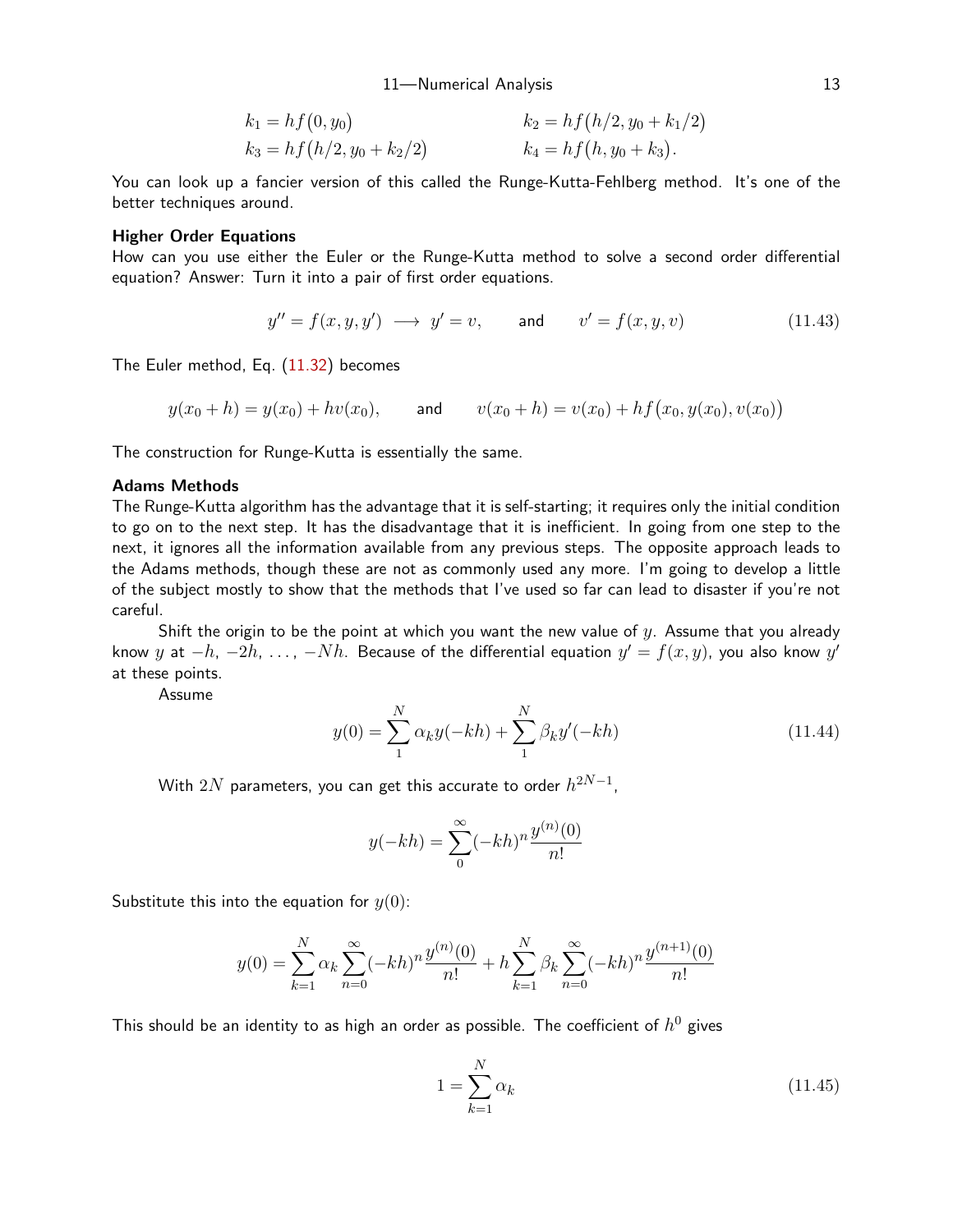$$
\begin{aligned}
k_1 &= hf\big(0, y_0\big) & k_2 &= hf\big(h/2, y_0 + k_1/2\big) \\
k_3 &= hf\big(h/2, y_0 + k_2/2\big) & k_4 &= hf\big(h, y_0 + k_3\big).
\end{aligned}
$$

You can look up a fancier version of this called the Runge-Kutta-Fehlberg method. It's one of the better techniques around.

### Higher Order Equations

How can you use either the Euler or the Runge-Kutta method to solve a second order differential equation? Answer: Turn it into a pair of first order equations.

$$
y'' = f(x, y, y') \longrightarrow y' = v, \qquad \text{and} \qquad v' = f(x, y, v) \tag{11.43}
$$

The Euler method, Eq. (11.32) becomes

$$
y(x_0 + h) = y(x_0) + hv(x_0), \qquad \text{and} \qquad v(x_0 + h) = v(x_0) + hf\big(x_0, y(x_0), v(x_0)\big)
$$

The construction for Runge-Kutta is essentially the same.

### Adams Methods

The Runge-Kutta algorithm has the advantage that it is self-starting; it requires only the initial condition to go on to the next step. It has the disadvantage that it is inefficient. In going from one step to the next, it ignores all the information available from any previous steps. The opposite approach leads to the Adams methods, though these are not as commonly used any more. I'm going to develop a little of the subject mostly to show that the methods that I've used so far can lead to disaster if you're not careful.

Shift the origin to be the point at which you want the new value of $y$. Assume that you already know $y$ at $-h$, $-2h$, $\ldots$, $-Nh$. Because of the differential equation $y' = f(x, y)$, you also know $y'$ at these points.

Assume

$$
y(0) = \sum_{1}^{N} \alpha_k y(-kh) + \sum_{1}^{N} \beta_k y'(-kh) \tag{11.44}
$$

With $2N$ parameters, you can get this accurate to order $h^{2N-1}$,

$$
y(-kh) = \sum_{0}^{\infty} (-kh)^n \frac{y^{(n)}(0)}{n!}
$$

Substitute this into the equation for $y(0)$:

$$
y(0) = \sum_{k=1}^{N} \alpha_k \sum_{n=0}^{\infty} (-kh)^n \frac{y^{(n)}(0)}{n!} + h \sum_{k=1}^{N} \beta_k \sum_{n=0}^{\infty} (-kh)^n \frac{y^{(n+1)}(0)}{n!}
$$

This should be an identity to as high an order as possible. The coefficient of $h^0$ gives

$$
1 = \sum_{k=1}^{N} \alpha_k \tag{11.45}
$$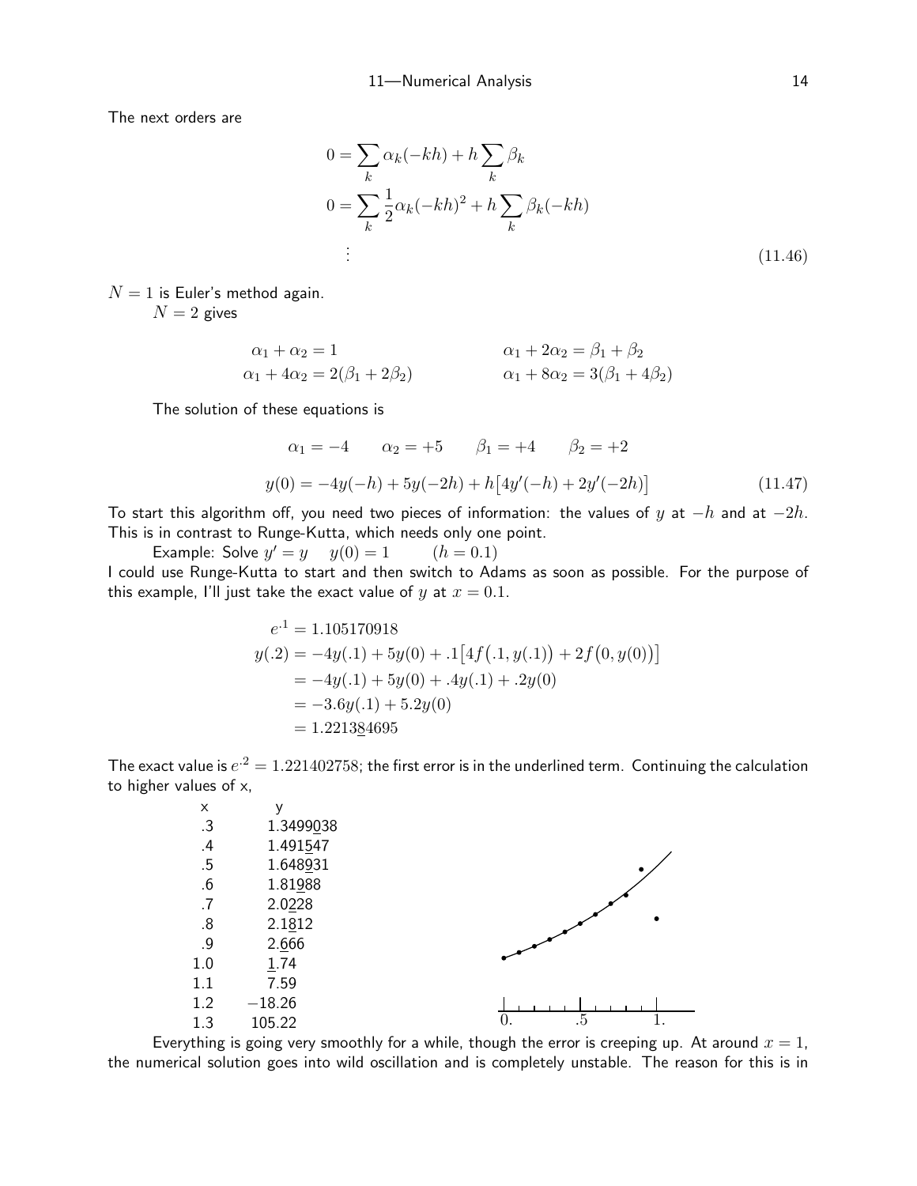The next orders are

$$
\begin{aligned}
0 &= \sum_k \alpha_k(-kh) + h\sum_k \beta_k \\
0 &= \sum_k \frac{1}{2}\alpha_k(-kh)^2 + h\sum_k \beta_k(-kh) \\
&\;\;\vdots
\end{aligned}
\tag{11.46}
$$

$N = 1$ is Euler's method again.

$N = 2$ gives

$$
\alpha_1 + \alpha_2 = 1 \qquad\qquad \alpha_1 + 2\alpha_2 = \beta_1 + \beta_2
$$

$$
\alpha_1 + 4\alpha_2 = 2(\beta_1 + 2\beta_2) \qquad\qquad \alpha_1 + 8\alpha_2 = 3(\beta_1 + 4\beta_2)
$$

The solution of these equations is

$$
\alpha_1 = -4 \qquad \alpha_2 = +5 \qquad \beta_1 = +4 \qquad \beta_2 = +2
$$

$$
y(0) = -4y(-h) + 5y(-2h) + h\big[4y'(-h) + 2y'(-2h)\big] \tag{11.47}
$$

To start this algorithm off, you need two pieces of information: the values of $y$ at $-h$ and at $-2h$. This is in contrast to Runge-Kutta, which needs only one point.

Example: Solve $y' = y \quad y(0) = 1 \qquad (h = 0.1)$

I could use Runge-Kutta to start and then switch to Adams as soon as possible. For the purpose of this example, I'll just take the exact value of $y$ at $x = 0.1$.

$$
\begin{aligned}
e^{.1} &= 1.105170918 \\
y(.2) &= -4y(.1) + 5y(0) + .1\big[4f\big(.1, y(.1)\big) + 2f\big(0, y(0)\big)\big] \\
&= -4y(.1) + 5y(0) + .4y(.1) + .2y(0) \\
&= -3.6y(.1) + 5.2y(0) \\
&= 1.221\underline{3}84695
\end{aligned}
$$

The exact value is $e^{.2} = 1.221402758$; the first error is in the underlined term. Continuing the calculation to higher values of x,

| x | y |
|---|---|
| .3 | 1.3499$\underline{0}$38 |
| .4 | 1.491$\underline{5}$47 |
| .5 | 1.648$\underline{9}$31 |
| .6 | 1.81$\underline{9}$88 |
| .7 | 2.0$\underline{2}$28 |
| .8 | 2.1$\underline{8}$12 |
| .9 | 2.$\underline{6}$66 |
| 1.0 | $\underline{1}$.74 |
| 1.1 | 7.59 |
| 1.2 | −18.26 |
| 1.3 | 105.22 |

Everything is going very smoothly for a while, though the error is creeping up. At around $x = 1$, the numerical solution goes into wild oscillation and is completely unstable. The reason for this is in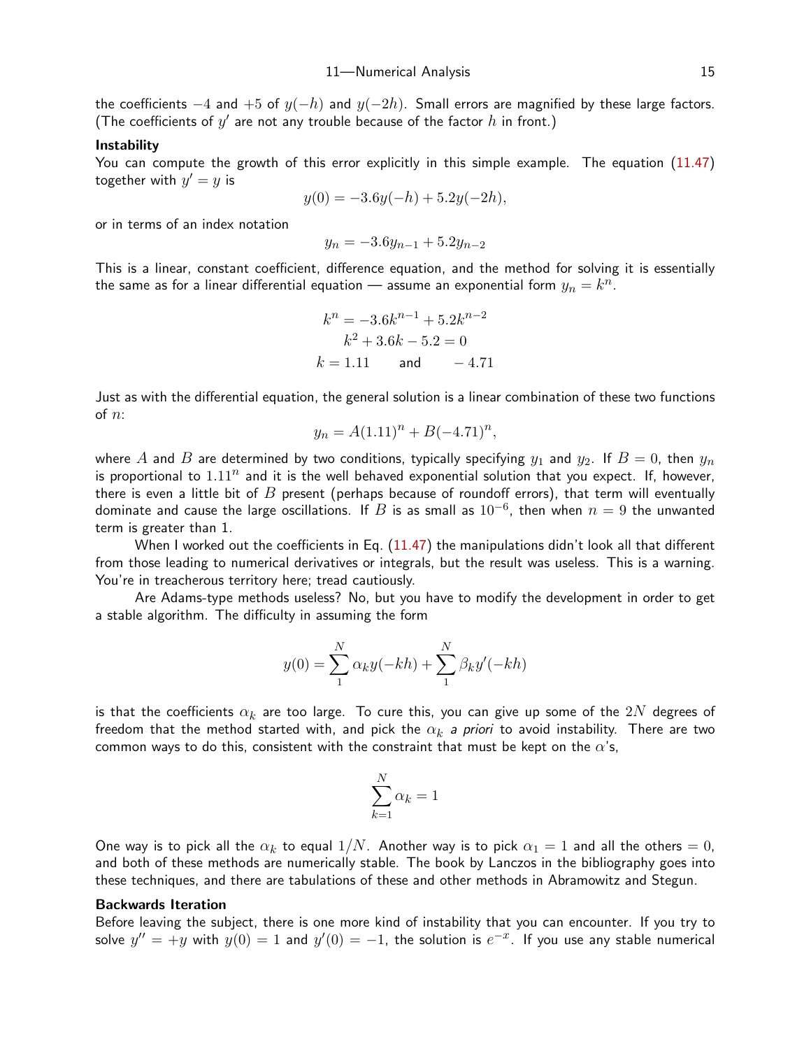the coefficients $-4$ and $+5$ of $y(-h)$ and $y(-2h)$. Small errors are magnified by these large factors. (The coefficients of $y'$ are not any trouble because of the factor $h$ in front.)

**Instability**

You can compute the growth of this error explicitly in this simple example. The equation (11.47) together with $y' = y$ is

$$y(0) = -3.6y(-h) + 5.2y(-2h),$$

or in terms of an index notation

$$y_n = -3.6y_{n-1} + 5.2y_{n-2}$$

This is a linear, constant coefficient, difference equation, and the method for solving it is essentially the same as for a linear differential equation — assume an exponential form $y_n = k^n$.

$$\begin{gathered} k^n = -3.6k^{n-1} + 5.2k^{n-2} \\ k^2 + 3.6k - 5.2 = 0 \\ k = 1.11 \qquad \text{and} \qquad -4.71 \end{gathered}$$

Just as with the differential equation, the general solution is a linear combination of these two functions of $n$:

$$y_n = A(1.11)^n + B(-4.71)^n,$$

where $A$ and $B$ are determined by two conditions, typically specifying $y_1$ and $y_2$. If $B = 0$, then $y_n$ is proportional to $1.11^n$ and it is the well behaved exponential solution that you expect. If, however, there is even a little bit of $B$ present (perhaps because of roundoff errors), that term will eventually dominate and cause the large oscillations. If $B$ is as small as $10^{-6}$, then when $n = 9$ the unwanted term is greater than 1.

When I worked out the coefficients in Eq. (11.47) the manipulations didn't look all that different from those leading to numerical derivatives or integrals, but the result was useless. This is a warning. You're in treacherous territory here; tread cautiously.

Are Adams-type methods useless? No, but you have to modify the development in order to get a stable algorithm. The difficulty in assuming the form

$$y(0) = \sum_1^N \alpha_k y(-kh) + \sum_1^N \beta_k y'(-kh)$$

is that the coefficients $\alpha_k$ are too large. To cure this, you can give up some of the $2N$ degrees of freedom that the method started with, and pick the $\alpha_k$ *a priori* to avoid instability. There are two common ways to do this, consistent with the constraint that must be kept on the $\alpha$'s,

$$\sum_{k=1}^N \alpha_k = 1$$

One way is to pick all the $\alpha_k$ to equal $1/N$. Another way is to pick $\alpha_1 = 1$ and all the others $= 0$, and both of these methods are numerically stable. The book by Lanczos in the bibliography goes into these techniques, and there are tabulations of these and other methods in Abramowitz and Stegun.

**Backwards Iteration**

Before leaving the subject, there is one more kind of instability that you can encounter. If you try to solve $y'' = +y$ with $y(0) = 1$ and $y'(0) = -1$, the solution is $e^{-x}$. If you use any stable numerical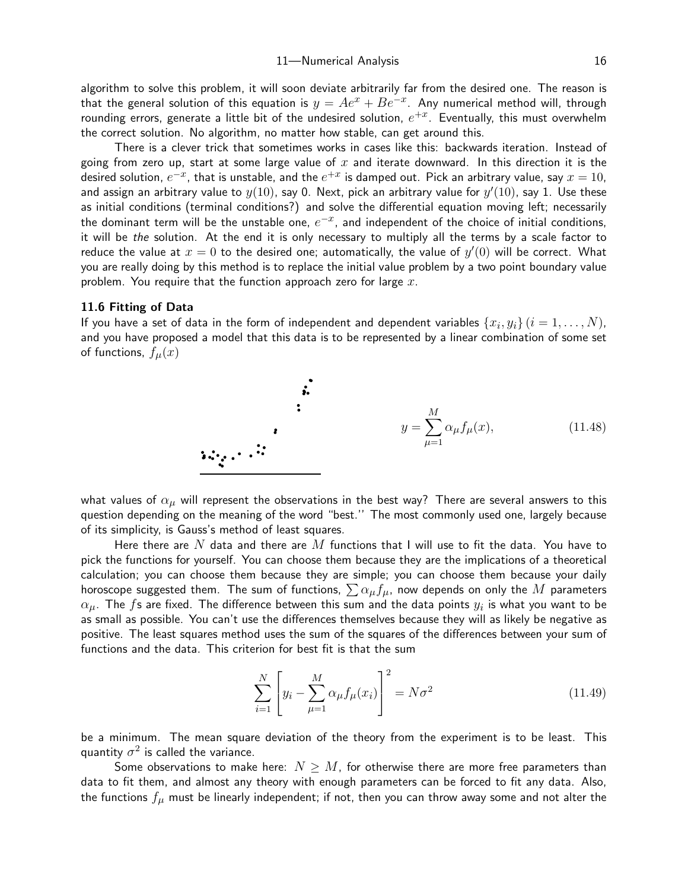algorithm to solve this problem, it will soon deviate arbitrarily far from the desired one. The reason is that the general solution of this equation is $y = Ae^{x} + Be^{-x}$. Any numerical method will, through rounding errors, generate a little bit of the undesired solution, $e^{+x}$. Eventually, this must overwhelm the correct solution. No algorithm, no matter how stable, can get around this.

There is a clever trick that sometimes works in cases like this: backwards iteration. Instead of going from zero up, start at some large value of $x$ and iterate downward. In this direction it is the desired solution, $e^{-x}$, that is unstable, and the $e^{+x}$ is damped out. Pick an arbitrary value, say $x = 10$, and assign an arbitrary value to $y(10)$, say 0. Next, pick an arbitrary value for $y'(10)$, say 1. Use these as initial conditions (terminal conditions?) and solve the differential equation moving left; necessarily the dominant term will be the unstable one, $e^{-x}$, and independent of the choice of initial conditions, it will be *the* solution. At the end it is only necessary to multiply all the terms by a scale factor to reduce the value at $x = 0$ to the desired one; automatically, the value of $y'(0)$ will be correct. What you are really doing by this method is to replace the initial value problem by a two point boundary value problem. You require that the function approach zero for large $x$.

### 11.6 Fitting of Data

If you have a set of data in the form of independent and dependent variables $\{x_i, y_i\}\ (i = 1, \ldots, N)$, and you have proposed a model that this data is to be represented by a linear combination of some set of functions, $f_\mu(x)$

$$y = \sum_{\mu=1}^{M} \alpha_\mu f_\mu(x), \tag{11.48}$$

what values of $\alpha_\mu$ will represent the observations in the best way? There are several answers to this question depending on the meaning of the word "best.'' The most commonly used one, largely because of its simplicity, is Gauss's method of least squares.

Here there are $N$ data and there are $M$ functions that I will use to fit the data. You have to pick the functions for yourself. You can choose them because they are the implications of a theoretical calculation; you can choose them because they are simple; you can choose them because your daily horoscope suggested them. The sum of functions, $\sum \alpha_\mu f_\mu$, now depends on only the $M$ parameters $\alpha_\mu$. The $f$s are fixed. The difference between this sum and the data points $y_i$ is what you want to be as small as possible. You can't use the differences themselves because they will as likely be negative as positive. The least squares method uses the sum of the squares of the differences between your sum of functions and the data. This criterion for best fit is that the sum

$$\sum_{i=1}^{N} \left[ y_i - \sum_{\mu=1}^{M} \alpha_\mu f_\mu(x_i) \right]^2 = N\sigma^2 \tag{11.49}$$

be a minimum. The mean square deviation of the theory from the experiment is to be least. This quantity $\sigma^2$ is called the variance.

Some observations to make here: $N \geq M$, for otherwise there are more free parameters than data to fit them, and almost any theory with enough parameters can be forced to fit any data. Also, the functions $f_\mu$ must be linearly independent; if not, then you can throw away some and not alter the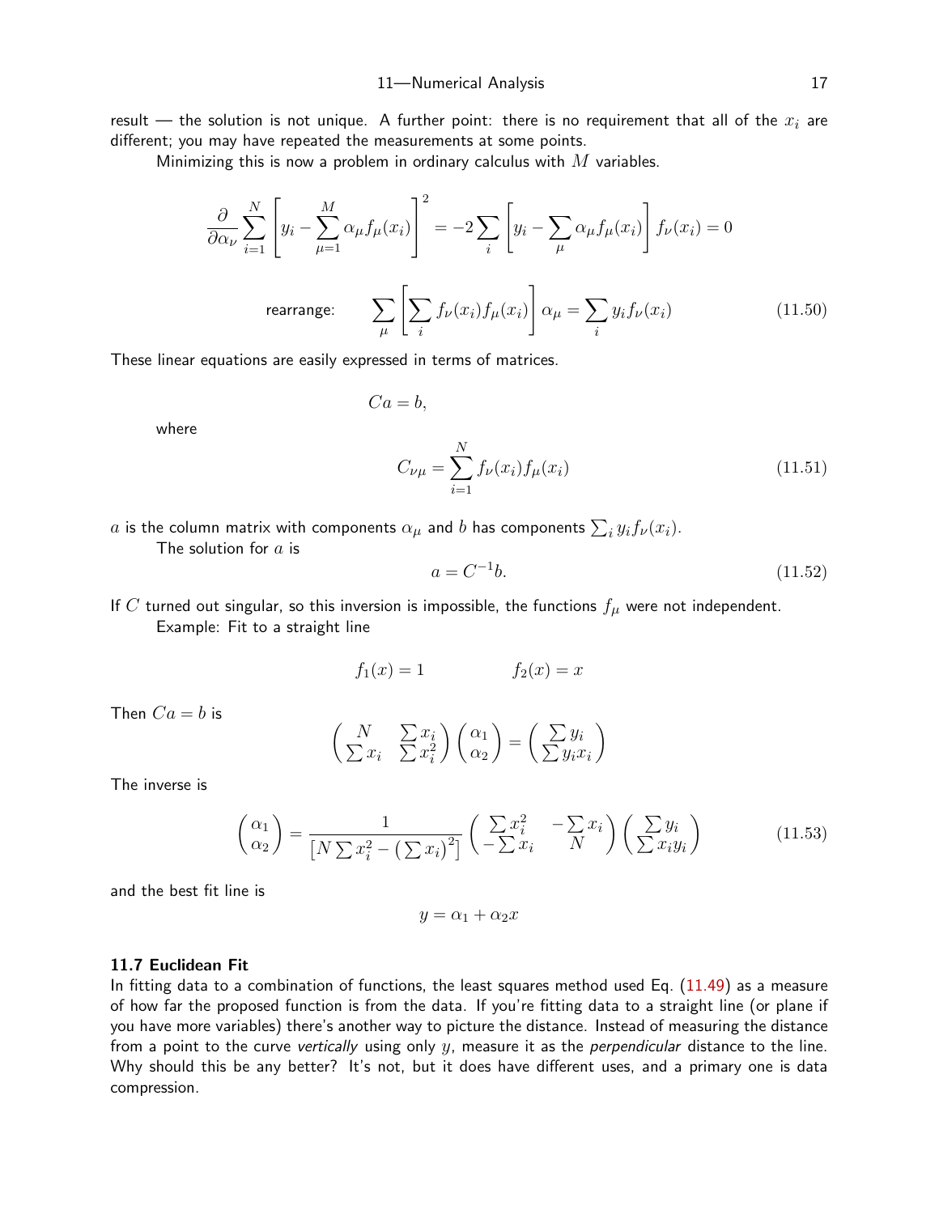result — the solution is not unique. A further point: there is no requirement that all of the $x_i$ are different; you may have repeated the measurements at some points.

Minimizing this is now a problem in ordinary calculus with $M$ variables.

$$\frac{\partial}{\partial \alpha_\nu} \sum_{i=1}^{N} \left[ y_i - \sum_{\mu=1}^{M} \alpha_\mu f_\mu(x_i) \right]^2 = -2 \sum_i \left[ y_i - \sum_\mu \alpha_\mu f_\mu(x_i) \right] f_\nu(x_i) = 0$$

$$\text{rearrange:} \qquad \sum_\mu \left[ \sum_i f_\nu(x_i) f_\mu(x_i) \right] \alpha_\mu = \sum_i y_i f_\nu(x_i) \tag{11.50}$$

These linear equations are easily expressed in terms of matrices.

$$Ca = b,$$

where

$$C_{\nu\mu} = \sum_{i=1}^{N} f_\nu(x_i) f_\mu(x_i) \tag{11.51}$$

$a$ is the column matrix with components $\alpha_\mu$ and $b$ has components $\sum_i y_i f_\nu(x_i)$.

The solution for $a$ is

$$a = C^{-1} b. \tag{11.52}$$

If $C$ turned out singular, so this inversion is impossible, the functions $f_\mu$ were not independent.

Example: Fit to a straight line

$$f_1(x) = 1 \qquad\qquad f_2(x) = x$$

Then $Ca = b$ is

$$\begin{pmatrix} N & \sum x_i \\ \sum x_i & \sum x_i^2 \end{pmatrix} \begin{pmatrix} \alpha_1 \\ \alpha_2 \end{pmatrix} = \begin{pmatrix} \sum y_i \\ \sum y_i x_i \end{pmatrix}$$

The inverse is

$$\begin{pmatrix} \alpha_1 \\ \alpha_2 \end{pmatrix} = \frac{1}{\left[ N \sum x_i^2 - \left( \sum x_i \right)^2 \right]} \begin{pmatrix} \sum x_i^2 & -\sum x_i \\ -\sum x_i & N \end{pmatrix} \begin{pmatrix} \sum y_i \\ \sum x_i y_i \end{pmatrix} \tag{11.53}$$

and the best fit line is

$$y = \alpha_1 + \alpha_2 x$$

### 11.7 Euclidean Fit

In fitting data to a combination of functions, the least squares method used Eq. (11.49) as a measure of how far the proposed function is from the data. If you're fitting data to a straight line (or plane if you have more variables) there's another way to picture the distance. Instead of measuring the distance from a point to the curve *vertically* using only $y$, measure it as the *perpendicular* distance to the line. Why should this be any better? It's not, but it does have different uses, and a primary one is data compression.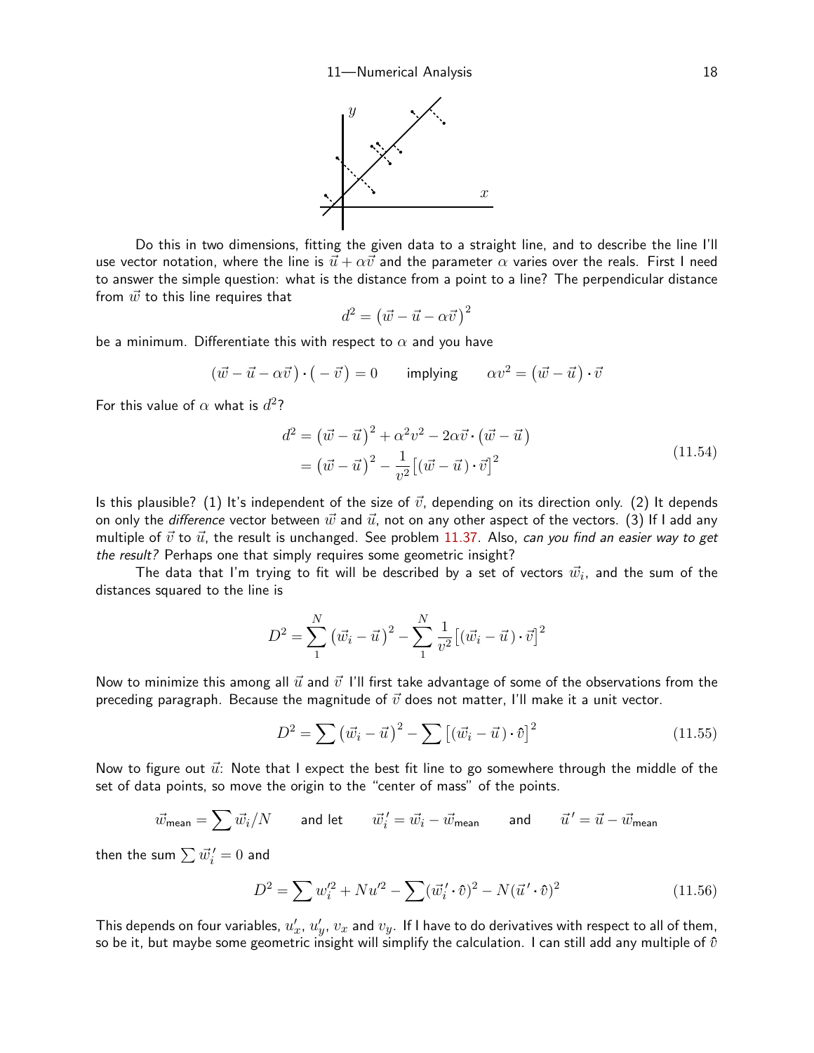Do this in two dimensions, fitting the given data to a straight line, and to describe the line I'll use vector notation, where the line is $\vec{u} + \alpha\vec{v}$ and the parameter $\alpha$ varies over the reals. First I need to answer the simple question: what is the distance from a point to a line? The perpendicular distance from $\vec{w}$ to this line requires that

$$d^2 = \left(\vec{w} - \vec{u} - \alpha\vec{v}\right)^2$$

be a minimum. Differentiate this with respect to $\alpha$ and you have

$$\left(\vec{w} - \vec{u} - \alpha\vec{v}\right) \cdot \left(-\vec{v}\right) = 0 \qquad \text{implying} \qquad \alpha v^2 = \left(\vec{w} - \vec{u}\right) \cdot \vec{v}$$

For this value of $\alpha$ what is $d^2$?

$$\begin{aligned} d^2 &= \left(\vec{w} - \vec{u}\right)^2 + \alpha^2 v^2 - 2\alpha\vec{v} \cdot \left(\vec{w} - \vec{u}\right) \\ &= \left(\vec{w} - \vec{u}\right)^2 - \frac{1}{v^2}\left[\left(\vec{w} - \vec{u}\right) \cdot \vec{v}\right]^2 \end{aligned} \tag{11.54}$$

Is this plausible? (1) It's independent of the size of $\vec{v}$, depending on its direction only. (2) It depends on only the *difference* vector between $\vec{w}$ and $\vec{u}$, not on any other aspect of the vectors. (3) If I add any multiple of $\vec{v}$ to $\vec{u}$, the result is unchanged. See problem 11.37. Also, *can you find an easier way to get the result?* Perhaps one that simply requires some geometric insight?

The data that I'm trying to fit will be described by a set of vectors $\vec{w}_i$, and the sum of the distances squared to the line is

$$D^2 = \sum_1^N \left(\vec{w}_i - \vec{u}\right)^2 - \sum_1^N \frac{1}{v^2}\left[\left(\vec{w}_i - \vec{u}\right) \cdot \vec{v}\right]^2$$

Now to minimize this among all $\vec{u}$ and $\vec{v}$ I'll first take advantage of some of the observations from the preceding paragraph. Because the magnitude of $\vec{v}$ does not matter, I'll make it a unit vector.

$$D^2 = \sum \left(\vec{w}_i - \vec{u}\right)^2 - \sum \left[\left(\vec{w}_i - \vec{u}\right) \cdot \hat{v}\right]^2 \tag{11.55}$$

Now to figure out $\vec{u}$: Note that I expect the best fit line to go somewhere through the middle of the set of data points, so move the origin to the "center of mass" of the points.

$$\vec{w}_{\text{mean}} = \sum \vec{w}_i / N \qquad \text{and let} \qquad \vec{w}_i' = \vec{w}_i - \vec{w}_{\text{mean}} \qquad \text{and} \qquad \vec{u}\,' = \vec{u} - \vec{w}_{\text{mean}}$$

then the sum $\sum \vec{w}_i' = 0$ and

$$D^2 = \sum w_i'^2 + N u'^2 - \sum (\vec{w}_i' \cdot \hat{v})^2 - N(\vec{u}\,' \cdot \hat{v})^2 \tag{11.56}$$

This depends on four variables, $u_x'$, $u_y'$, $v_x$ and $v_y$. If I have to do derivatives with respect to all of them, so be it, but maybe some geometric insight will simplify the calculation. I can still add any multiple of $\hat{v}$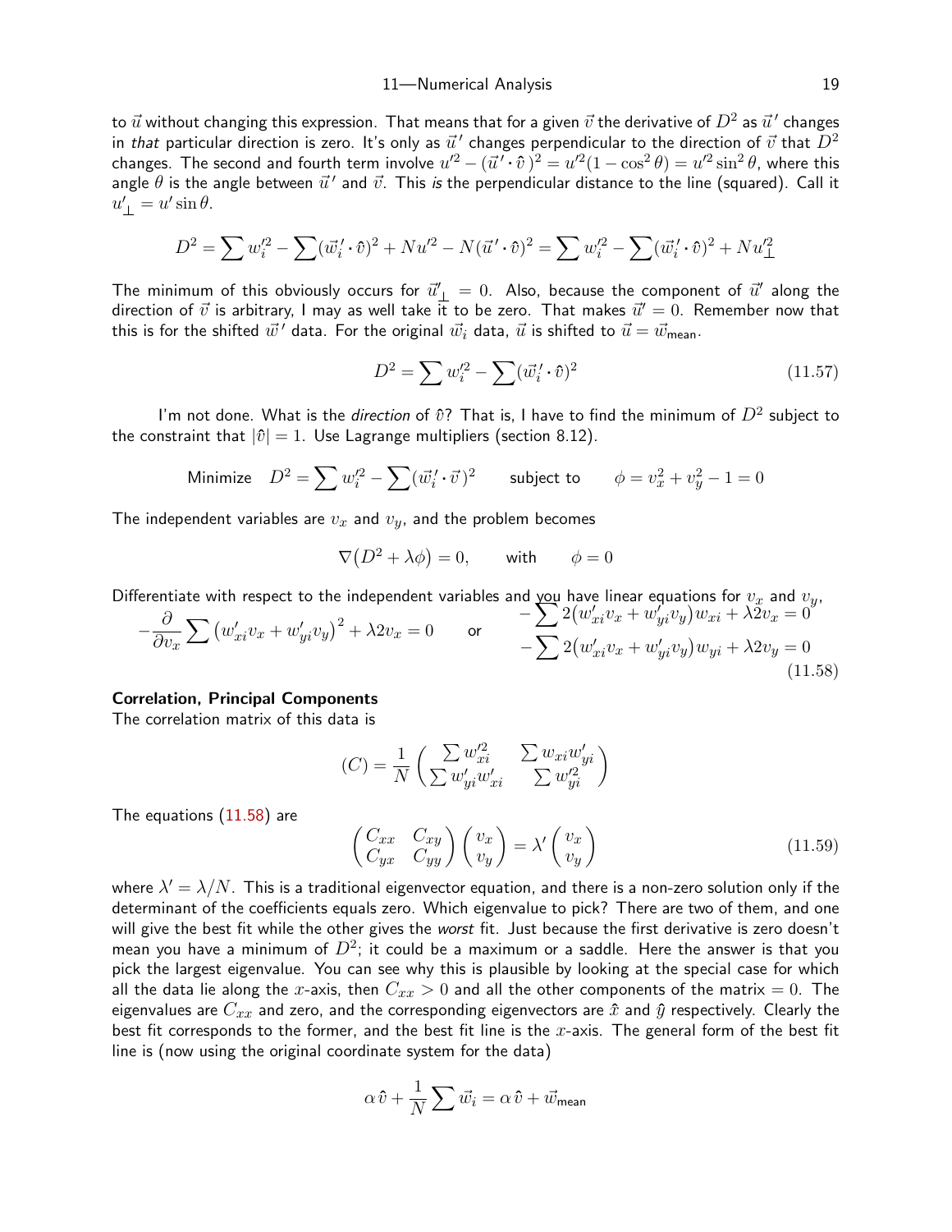to $\vec{u}$ without changing this expression. That means that for a given $\vec{v}$ the derivative of $D^2$ as $\vec{u}\,'$ changes in *that* particular direction is zero. It's only as $\vec{u}\,'$ changes perpendicular to the direction of $\vec{v}$ that $D^2$ changes. The second and fourth term involve $u'^2 - (\vec{u}\,' \cdot \hat{v})^2 = u'^2(1 - \cos^2\theta) = u'^2 \sin^2\theta$, where this angle $\theta$ is the angle between $\vec{u}\,'$ and $\vec{v}$. This *is* the perpendicular distance to the line (squared). Call it $u'_\perp = u' \sin\theta$.

$$D^2 = \sum w_i'^2 - \sum (\vec{w}_i\,' \cdot \hat{v})^2 + N u'^2 - N(\vec{u}\,' \cdot \hat{v})^2 = \sum w_i'^2 - \sum (\vec{w}_i\,' \cdot \hat{v})^2 + N u_\perp'^2$$

The minimum of this obviously occurs for $\vec{u}\,'_\perp = 0$. Also, because the component of $\vec{u}\,'$ along the direction of $\vec{v}$ is arbitrary, I may as well take it to be zero. That makes $\vec{u}\,' = 0$. Remember now that this is for the shifted $\vec{w}\,'$ data. For the original $\vec{w}_i$ data, $\vec{u}$ is shifted to $\vec{u} = \vec{w}_{\text{mean}}$.

$$D^2 = \sum w_i'^2 - \sum (\vec{w}_i\,' \cdot \hat{v})^2 \tag{11.57}$$

I'm not done. What is the *direction* of $\hat{v}$? That is, I have to find the minimum of $D^2$ subject to the constraint that $|\hat{v}| = 1$. Use Lagrange multipliers (section 8.12).

$$\text{Minimize} \quad D^2 = \sum w_i'^2 - \sum (\vec{w}_i\,' \cdot \vec{v})^2 \qquad \text{subject to} \qquad \phi = v_x^2 + v_y^2 - 1 = 0$$

The independent variables are $v_x$ and $v_y$, and the problem becomes

$$\nabla\big(D^2 + \lambda\phi\big) = 0, \qquad \text{with} \qquad \phi = 0$$

Differentiate with respect to the independent variables and you have linear equations for $v_x$ and $v_y$,

$$-\frac{\partial}{\partial v_x} \sum \big(w'_{xi} v_x + w'_{yi} v_y\big)^2 + \lambda 2 v_x = 0 \qquad \text{or} \qquad \begin{aligned} -\sum 2\big(w'_{xi} v_x + w'_{yi} v_y\big) w_{xi} + \lambda 2 v_x &= 0 \\ -\sum 2\big(w'_{xi} v_x + w'_{yi} v_y\big) w_{yi} + \lambda 2 v_y &= 0 \end{aligned} \tag{11.58}$$

**Correlation, Principal Components**

The correlation matrix of this data is

$$(C) = \frac{1}{N} \begin{pmatrix} \sum w_{xi}'^2 & \sum w_{xi} w'_{yi} \\ \sum w'_{yi} w'_{xi} & \sum w_{yi}'^2 \end{pmatrix}$$

The equations (11.58) are

$$\begin{pmatrix} C_{xx} & C_{xy} \\ C_{yx} & C_{yy} \end{pmatrix} \begin{pmatrix} v_x \\ v_y \end{pmatrix} = \lambda' \begin{pmatrix} v_x \\ v_y \end{pmatrix} \tag{11.59}$$

where $\lambda' = \lambda/N$. This is a traditional eigenvector equation, and there is a non-zero solution only if the determinant of the coefficients equals zero. Which eigenvalue to pick? There are two of them, and one will give the best fit while the other gives the *worst* fit. Just because the first derivative is zero doesn't mean you have a minimum of $D^2$; it could be a maximum or a saddle. Here the answer is that you pick the largest eigenvalue. You can see why this is plausible by looking at the special case for which all the data lie along the $x$-axis, then $C_{xx} > 0$ and all the other components of the matrix $= 0$. The eigenvalues are $C_{xx}$ and zero, and the corresponding eigenvectors are $\hat{x}$ and $\hat{y}$ respectively. Clearly the best fit corresponds to the former, and the best fit line is the $x$-axis. The general form of the best fit line is (now using the original coordinate system for the data)

$$\alpha\,\hat{v} + \frac{1}{N}\sum \vec{w}_i = \alpha\,\hat{v} + \vec{w}_{\text{mean}}$$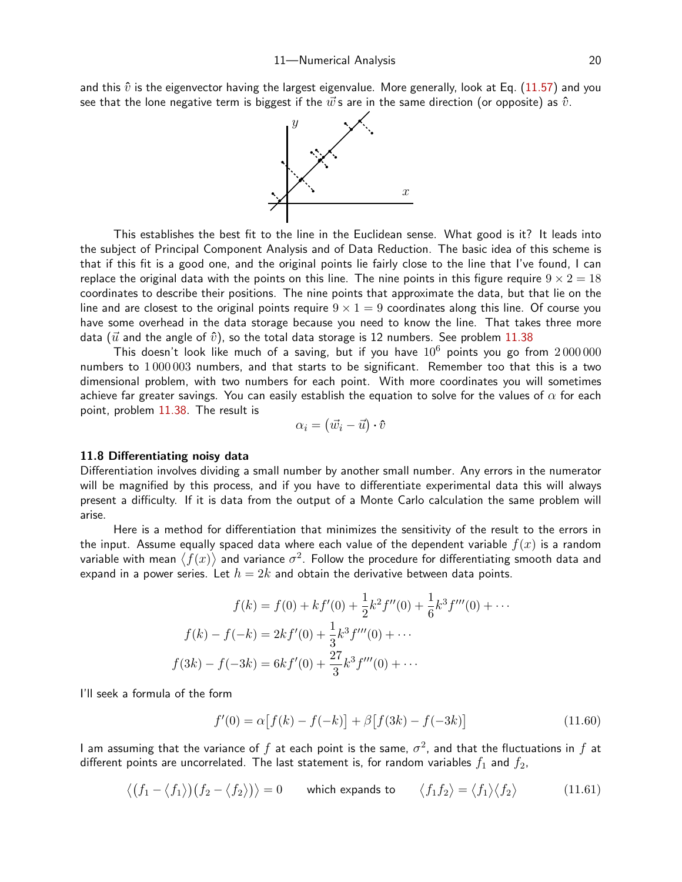and this $\hat{v}$ is the eigenvector having the largest eigenvalue. More generally, look at Eq. (11.57) and you see that the lone negative term is biggest if the $\vec{w}$s are in the same direction (or opposite) as $\hat{v}$.

This establishes the best fit to the line in the Euclidean sense. What good is it? It leads into the subject of Principal Component Analysis and of Data Reduction. The basic idea of this scheme is that if this fit is a good one, and the original points lie fairly close to the line that I've found, I can replace the original data with the points on this line. The nine points in this figure require $9 \times 2 = 18$ coordinates to describe their positions. The nine points that approximate the data, but that lie on the line and are closest to the original points require $9 \times 1 = 9$ coordinates along this line. Of course you have some overhead in the data storage because you need to know the line. That takes three more data ($\vec{u}$ and the angle of $\hat{v}$), so the total data storage is 12 numbers. See problem 11.38

This doesn't look like much of a saving, but if you have $10^6$ points you go from $2\,000\,000$ numbers to $1\,000\,003$ numbers, and that starts to be significant. Remember too that this is a two dimensional problem, with two numbers for each point. With more coordinates you will sometimes achieve far greater savings. You can easily establish the equation to solve for the values of $\alpha$ for each point, problem 11.38. The result is

$$\alpha_i = (\vec{w}_i - \vec{u}) \cdot \hat{v}$$

### 11.8 Differentiating noisy data

Differentiation involves dividing a small number by another small number. Any errors in the numerator will be magnified by this process, and if you have to differentiate experimental data this will always present a difficulty. If it is data from the output of a Monte Carlo calculation the same problem will arise.

Here is a method for differentiation that minimizes the sensitivity of the result to the errors in the input. Assume equally spaced data where each value of the dependent variable $f(x)$ is a random variable with mean $\langle f(x) \rangle$ and variance $\sigma^2$. Follow the procedure for differentiating smooth data and expand in a power series. Let $h = 2k$ and obtain the derivative between data points.

$$\begin{aligned}
f(k) &= f(0) + kf'(0) + \frac{1}{2}k^2 f''(0) + \frac{1}{6}k^3 f'''(0) + \cdots \\
f(k) - f(-k) &= 2kf'(0) + \frac{1}{3}k^3 f'''(0) + \cdots \\
f(3k) - f(-3k) &= 6kf'(0) + \frac{27}{3}k^3 f'''(0) + \cdots
\end{aligned}$$

I'll seek a formula of the form

$$f'(0) = \alpha\big[f(k) - f(-k)\big] + \beta\big[f(3k) - f(-3k)\big] \tag{11.60}$$

I am assuming that the variance of $f$ at each point is the same, $\sigma^2$, and that the fluctuations in $f$ at different points are uncorrelated. The last statement is, for random variables $f_1$ and $f_2$,

$$\big\langle \big(f_1 - \langle f_1 \rangle\big)\big(f_2 - \langle f_2 \rangle\big) \big\rangle = 0 \qquad \text{which expands to} \qquad \langle f_1 f_2 \rangle = \langle f_1 \rangle \langle f_2 \rangle \tag{11.61}$$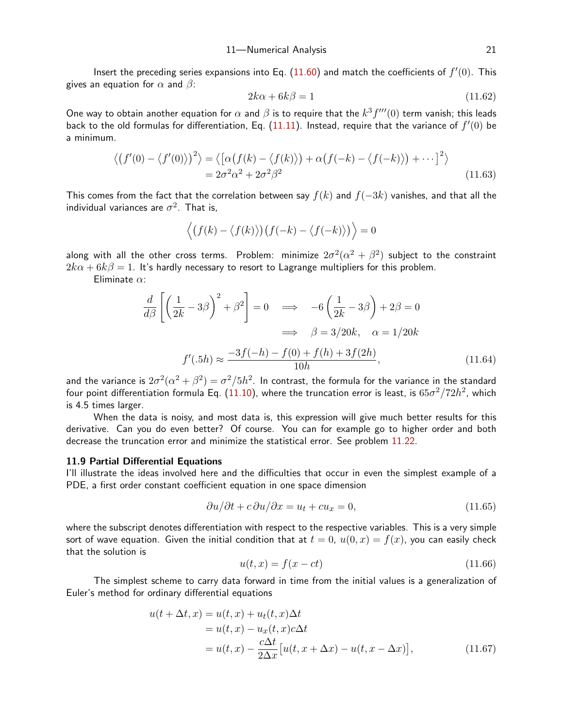Insert the preceding series expansions into Eq. (11.60) and match the coefficients of $f'(0)$. This gives an equation for $\alpha$ and $\beta$:

$$2k\alpha + 6k\beta = 1 \tag{11.62}$$

One way to obtain another equation for $\alpha$ and $\beta$ is to require that the $k^3 f'''(0)$ term vanish; this leads back to the old formulas for differentiation, Eq. (11.11). Instead, require that the variance of $f'(0)$ be a minimum.

$$\begin{aligned}
\big\langle \big(f'(0) - \langle f'(0)\rangle\big)^2\big\rangle &= \big\langle \big[\alpha\big(f(k) - \langle f(k)\rangle\big) + \alpha\big(f(-k) - \langle f(-k)\rangle\big) + \cdots\big]^2\big\rangle \\
&= 2\sigma^2\alpha^2 + 2\sigma^2\beta^2
\end{aligned} \tag{11.63}$$

This comes from the fact that the correlation between say $f(k)$ and $f(-3k)$ vanishes, and that all the individual variances are $\sigma^2$. That is,

$$\Big\langle \big(f(k) - \langle f(k)\rangle\big)\big(f(-k) - \langle f(-k)\rangle\big)\Big\rangle = 0$$

along with all the other cross terms. Problem: minimize $2\sigma^2(\alpha^2 + \beta^2)$ subject to the constraint $2k\alpha + 6k\beta = 1$. It's hardly necessary to resort to Lagrange multipliers for this problem.

Eliminate $\alpha$:

$$\begin{aligned}
\frac{d}{d\beta}\left[\left(\frac{1}{2k} - 3\beta\right)^2 + \beta^2\right] = 0 \quad &\Longrightarrow \quad -6\left(\frac{1}{2k} - 3\beta\right) + 2\beta = 0 \\
&\Longrightarrow \quad \beta = 3/20k, \quad \alpha = 1/20k
\end{aligned}$$

$$f'(.5h) \approx \frac{-3f(-h) - f(0) + f(h) + 3f(2h)}{10h}, \tag{11.64}$$

and the variance is $2\sigma^2(\alpha^2 + \beta^2) = \sigma^2/5h^2$. In contrast, the formula for the variance in the standard four point differentiation formula Eq. (11.10), where the truncation error is least, is $65\sigma^2/72h^2$, which is 4.5 times larger.

When the data is noisy, and most data is, this expression will give much better results for this derivative. Can you do even better? Of course. You can for example go to higher order and both decrease the truncation error and minimize the statistical error. See problem 11.22.

### 11.9 Partial Differential Equations

I'll illustrate the ideas involved here and the difficulties that occur in even the simplest example of a PDE, a first order constant coefficient equation in one space dimension

$$\partial u/\partial t + c\,\partial u/\partial x = u_t + c u_x = 0, \tag{11.65}$$

where the subscript denotes differentiation with respect to the respective variables. This is a very simple sort of wave equation. Given the initial condition that at $t = 0$, $u(0, x) = f(x)$, you can easily check that the solution is

$$u(t, x) = f(x - ct) \tag{11.66}$$

The simplest scheme to carry data forward in time from the initial values is a generalization of Euler's method for ordinary differential equations

$$\begin{aligned}
u(t + \Delta t, x) &= u(t, x) + u_t(t, x)\Delta t \\
&= u(t, x) - u_x(t, x)c\Delta t \\
&= u(t, x) - \frac{c\Delta t}{2\Delta x}\big[u(t, x + \Delta x) - u(t, x - \Delta x)\big],
\end{aligned} \tag{11.67}$$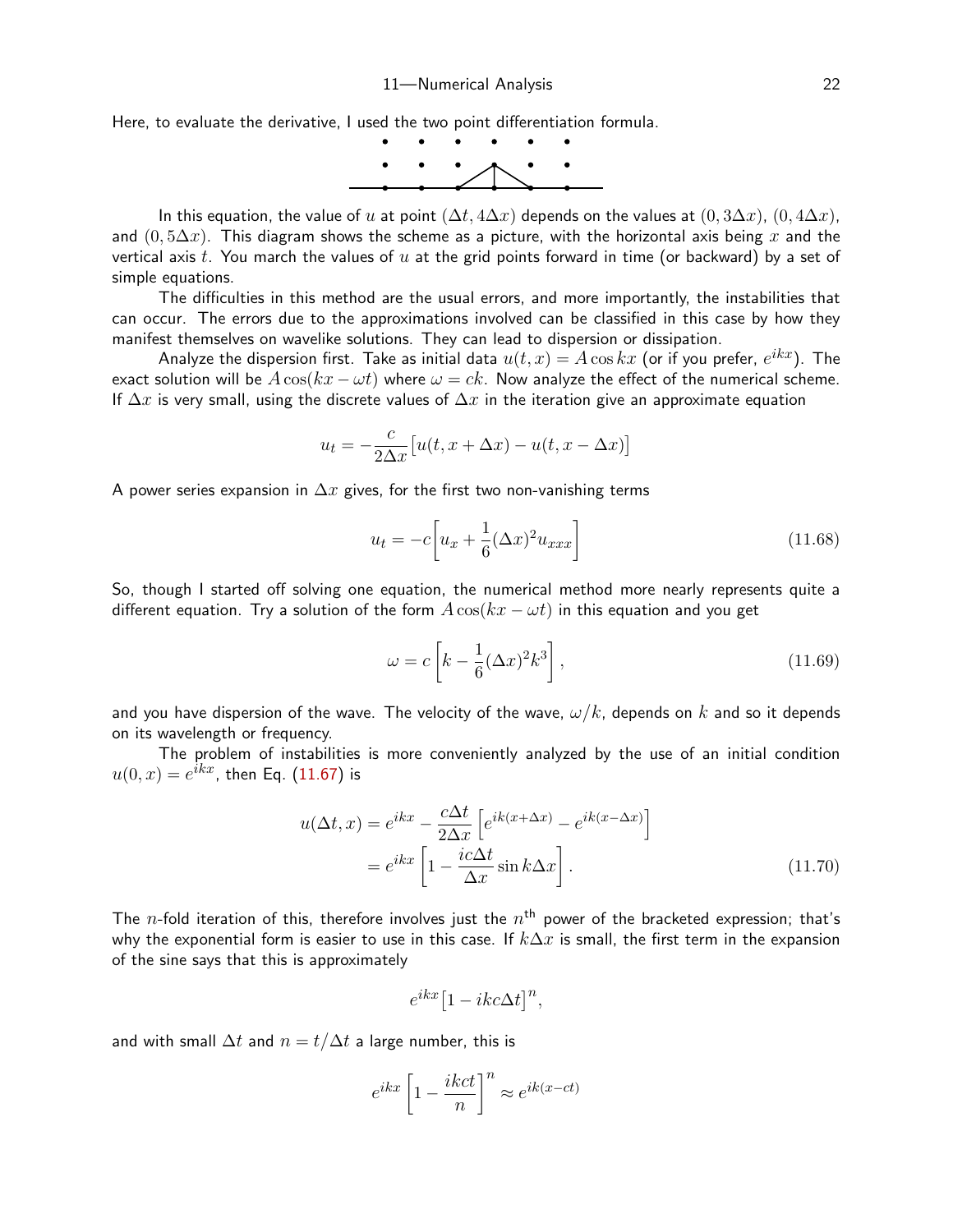Here, to evaluate the derivative, I used the two point differentiation formula.

In this equation, the value of $u$ at point $(\Delta t, 4\Delta x)$ depends on the values at $(0, 3\Delta x)$, $(0, 4\Delta x)$, and $(0, 5\Delta x)$. This diagram shows the scheme as a picture, with the horizontal axis being $x$ and the vertical axis $t$. You march the values of $u$ at the grid points forward in time (or backward) by a set of simple equations.

The difficulties in this method are the usual errors, and more importantly, the instabilities that can occur. The errors due to the approximations involved can be classified in this case by how they manifest themselves on wavelike solutions. They can lead to dispersion or dissipation.

Analyze the dispersion first. Take as initial data $u(t, x) = A\cos kx$ (or if you prefer, $e^{ikx}$). The exact solution will be $A\cos(kx - \omega t)$ where $\omega = ck$. Now analyze the effect of the numerical scheme. If $\Delta x$ is very small, using the discrete values of $\Delta x$ in the iteration give an approximate equation

$$u_t = -\frac{c}{2\Delta x}\big[u(t, x + \Delta x) - u(t, x - \Delta x)\big]$$

A power series expansion in $\Delta x$ gives, for the first two non-vanishing terms

$$u_t = -c\left[u_x + \frac{1}{6}(\Delta x)^2 u_{xxx}\right] \tag{11.68}$$

So, though I started off solving one equation, the numerical method more nearly represents quite a different equation. Try a solution of the form $A\cos(kx - \omega t)$ in this equation and you get

$$\omega = c\left[k - \frac{1}{6}(\Delta x)^2 k^3\right], \tag{11.69}$$

and you have dispersion of the wave. The velocity of the wave, $\omega/k$, depends on $k$ and so it depends on its wavelength or frequency.

The problem of instabilities is more conveniently analyzed by the use of an initial condition $u(0, x) = e^{ikx}$, then Eq. (11.67) is

$$\begin{aligned} u(\Delta t, x) &= e^{ikx} - \frac{c\Delta t}{2\Delta x}\left[e^{ik(x+\Delta x)} - e^{ik(x-\Delta x)}\right] \\ &= e^{ikx}\left[1 - \frac{ic\Delta t}{\Delta x}\sin k\Delta x\right]. \end{aligned} \tag{11.70}$$

The $n$-fold iteration of this, therefore involves just the $n^{\text{th}}$ power of the bracketed expression; that's why the exponential form is easier to use in this case. If $k\Delta x$ is small, the first term in the expansion of the sine says that this is approximately

$$e^{ikx}\big[1 - ikc\Delta t\big]^n,$$

and with small $\Delta t$ and $n = t/\Delta t$ a large number, this is

$$e^{ikx}\left[1 - \frac{ikct}{n}\right]^n \approx e^{ik(x-ct)}$$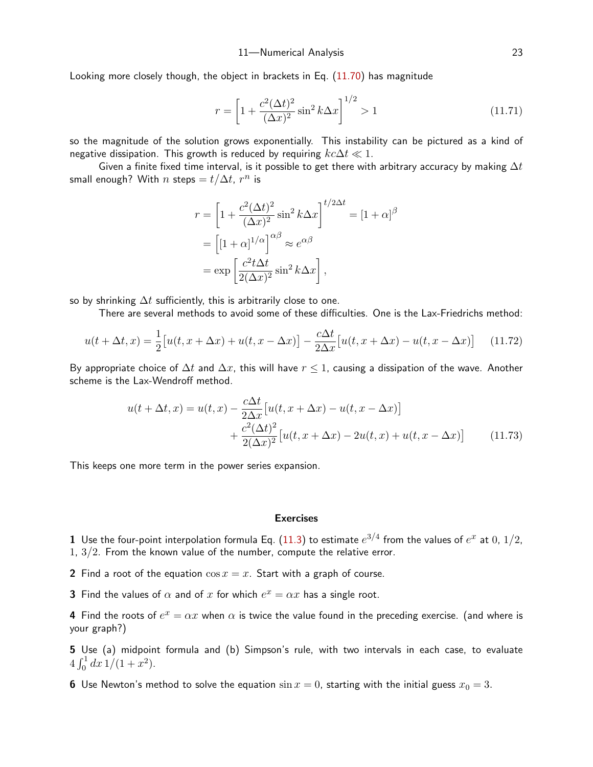Looking more closely though, the object in brackets in Eq. (11.70) has magnitude

$$r = \left[1 + \frac{c^2(\Delta t)^2}{(\Delta x)^2}\sin^2 k\Delta x\right]^{1/2} > 1 \tag{11.71}$$

so the magnitude of the solution grows exponentially. This instability can be pictured as a kind of negative dissipation. This growth is reduced by requiring $kc\Delta t \ll 1$.

Given a finite fixed time interval, is it possible to get there with arbitrary accuracy by making $\Delta t$ small enough? With $n$ steps $= t/\Delta t$, $r^n$ is

$$\begin{aligned}
r &= \left[1 + \frac{c^2(\Delta t)^2}{(\Delta x)^2}\sin^2 k\Delta x\right]^{t/2\Delta t} = [1+\alpha]^\beta \\
&= \left[[1+\alpha]^{1/\alpha}\right]^{\alpha\beta} \approx e^{\alpha\beta} \\
&= \exp\left[\frac{c^2 t\Delta t}{2(\Delta x)^2}\sin^2 k\Delta x\right],
\end{aligned}$$

so by shrinking $\Delta t$ sufficiently, this is arbitrarily close to one.

There are several methods to avoid some of these difficulties. One is the Lax-Friedrichs method:

$$u(t+\Delta t, x) = \frac{1}{2}\big[u(t, x+\Delta x) + u(t, x-\Delta x)\big] - \frac{c\Delta t}{2\Delta x}\big[u(t, x+\Delta x) - u(t, x-\Delta x)\big] \tag{11.72}$$

By appropriate choice of $\Delta t$ and $\Delta x$, this will have $r \le 1$, causing a dissipation of the wave. Another scheme is the Lax-Wendroff method.

$$\begin{aligned}
u(t+\Delta t, x) = u(t,x) &- \frac{c\Delta t}{2\Delta x}\big[u(t, x+\Delta x) - u(t, x-\Delta x)\big] \\
&+ \frac{c^2(\Delta t)^2}{2(\Delta x)^2}\big[u(t, x+\Delta x) - 2u(t,x) + u(t, x-\Delta x)\big]
\end{aligned} \tag{11.73}$$

This keeps one more term in the power series expansion.

## Exercises

**1** Use the four-point interpolation formula Eq. (11.3) to estimate $e^{3/4}$ from the values of $e^x$ at $0$, $1/2$, $1$, $3/2$. From the known value of the number, compute the relative error.

**2** Find a root of the equation $\cos x = x$. Start with a graph of course.

**3** Find the values of $\alpha$ and of $x$ for which $e^x = \alpha x$ has a single root.

**4** Find the roots of $e^x = \alpha x$ when $\alpha$ is twice the value found in the preceding exercise. (and where is your graph?)

**5** Use (a) midpoint formula and (b) Simpson's rule, with two intervals in each case, to evaluate $4\int_0^1 dx\, 1/(1+x^2)$.

**6** Use Newton's method to solve the equation $\sin x = 0$, starting with the initial guess $x_0 = 3$.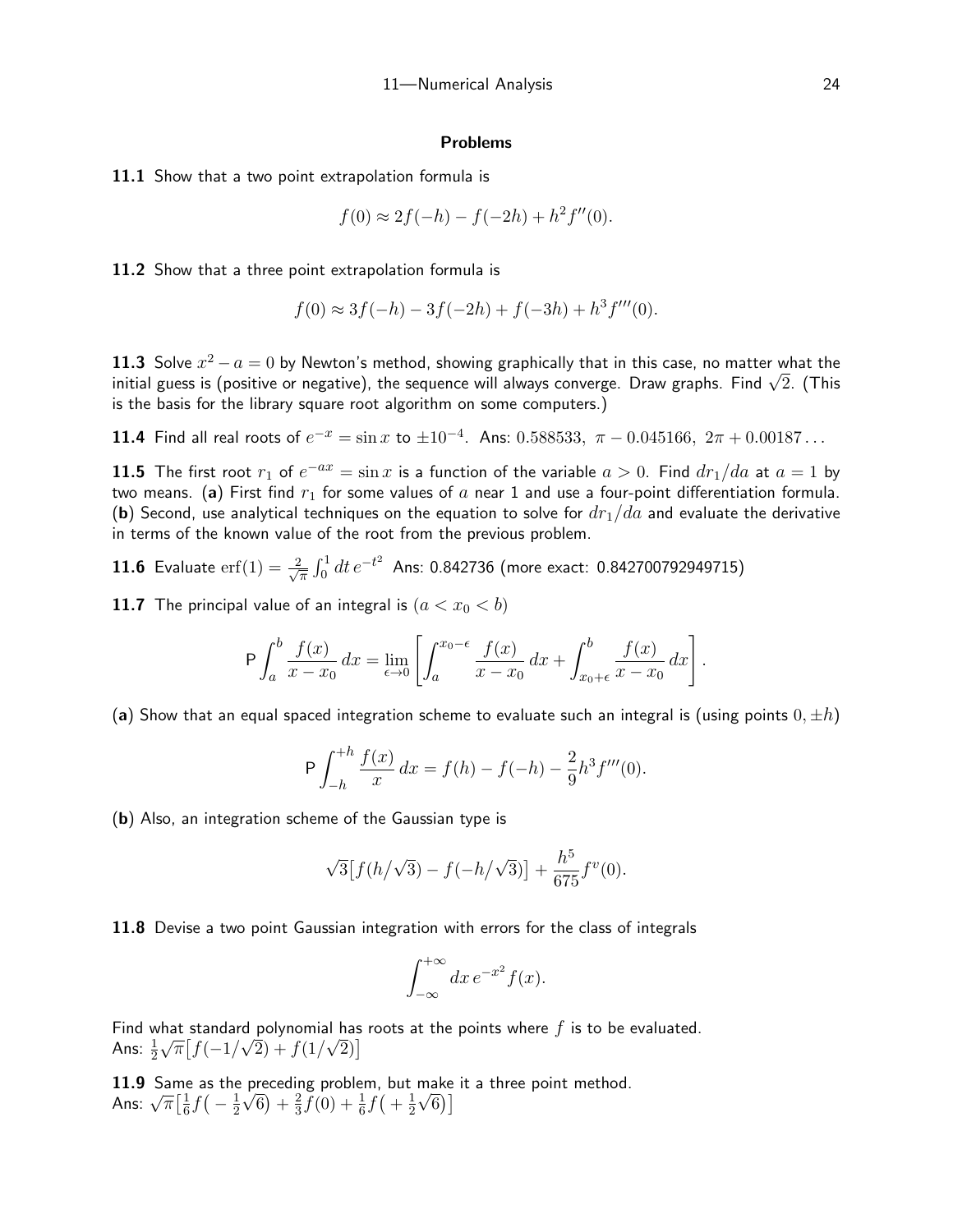## Problems

**11.1** Show that a two point extrapolation formula is

$$f(0) \approx 2f(-h) - f(-2h) + h^2 f''(0).$$

**11.2** Show that a three point extrapolation formula is

$$f(0) \approx 3f(-h) - 3f(-2h) + f(-3h) + h^3 f'''(0).$$

**11.3** Solve $x^2 - a = 0$ by Newton's method, showing graphically that in this case, no matter what the initial guess is (positive or negative), the sequence will always converge. Draw graphs. Find $\sqrt{2}$. (This is the basis for the library square root algorithm on some computers.)

**11.4** Find all real roots of $e^{-x} = \sin x$ to $\pm 10^{-4}$. Ans: $0.588533,\ \pi - 0.045166,\ 2\pi + 0.00187\ldots$

**11.5** The first root $r_1$ of $e^{-ax} = \sin x$ is a function of the variable $a > 0$. Find $dr_1/da$ at $a = 1$ by two means. (**a**) First find $r_1$ for some values of $a$ near 1 and use a four-point differentiation formula. (**b**) Second, use analytical techniques on the equation to solve for $dr_1/da$ and evaluate the derivative in terms of the known value of the root from the previous problem.

**11.6** Evaluate $\operatorname{erf}(1) = \frac{2}{\sqrt{\pi}} \int_0^1 dt\, e^{-t^2}$ Ans: 0.842736 (more exact: 0.842700792949715)

**11.7** The principal value of an integral is $(a < x_0 < b)$

$$\mathsf{P}\int_a^b \frac{f(x)}{x - x_0}\, dx = \lim_{\epsilon \to 0} \left[ \int_a^{x_0 - \epsilon} \frac{f(x)}{x - x_0}\, dx + \int_{x_0 + \epsilon}^b \frac{f(x)}{x - x_0}\, dx \right].$$

(**a**) Show that an equal spaced integration scheme to evaluate such an integral is (using points $0, \pm h$)

$$\mathsf{P}\int_{-h}^{+h} \frac{f(x)}{x}\, dx = f(h) - f(-h) - \frac{2}{9} h^3 f'''(0).$$

(**b**) Also, an integration scheme of the Gaussian type is

$$\sqrt{3}\big[f(h/\sqrt{3}) - f(-h/\sqrt{3})\big] + \frac{h^5}{675} f^{v}(0).$$

**11.8** Devise a two point Gaussian integration with errors for the class of integrals

$$\int_{-\infty}^{+\infty} dx\, e^{-x^2} f(x).$$

Find what standard polynomial has roots at the points where $f$ is to be evaluated.
Ans: $\frac{1}{2}\sqrt{\pi}\big[f(-1/\sqrt{2}) + f(1/\sqrt{2})\big]$

**11.9** Same as the preceding problem, but make it a three point method.
Ans: $\sqrt{\pi}\big[\frac{1}{6} f\big(-\frac{1}{2}\sqrt{6}\big) + \frac{2}{3} f(0) + \frac{1}{6} f\big(+\frac{1}{2}\sqrt{6}\big)\big]$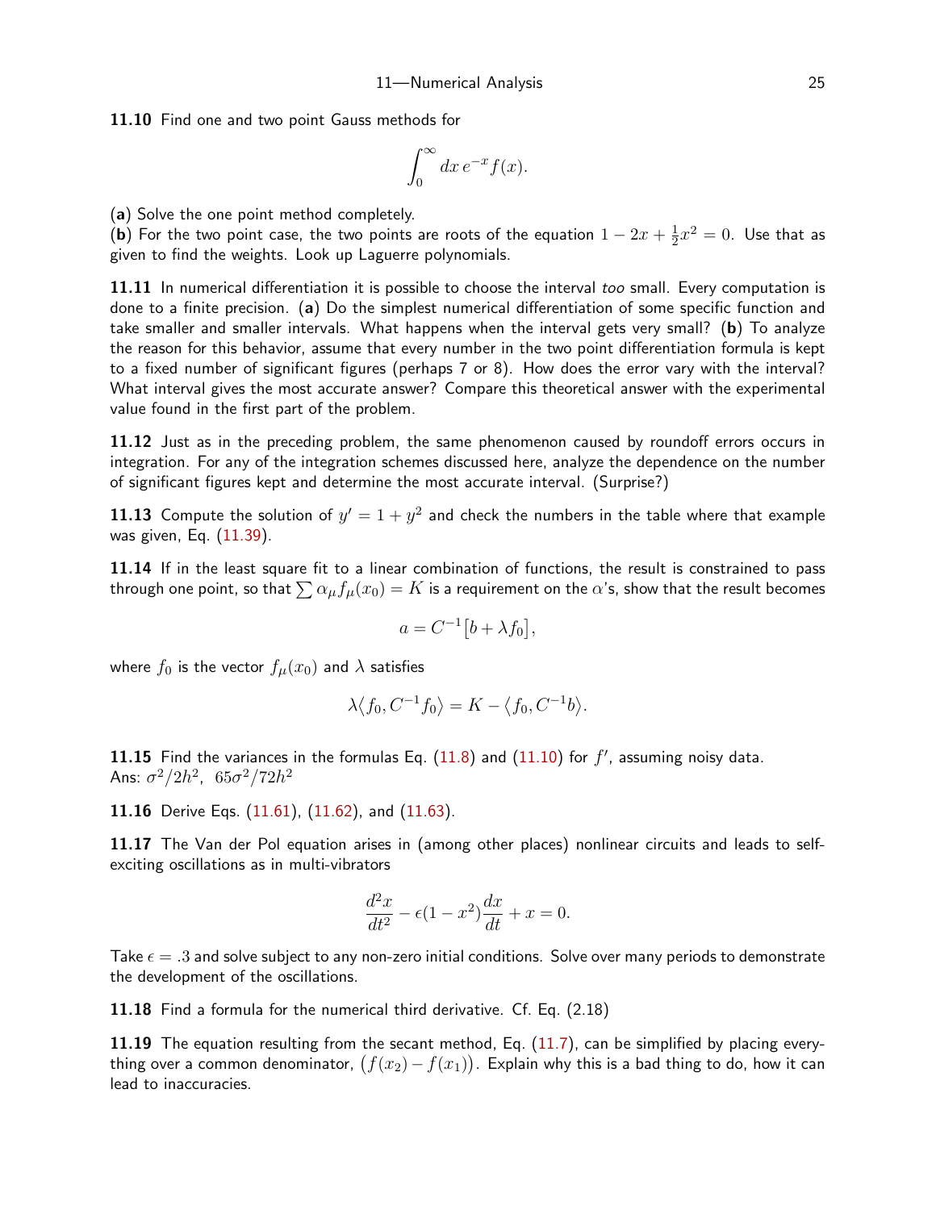**11.10** Find one and two point Gauss methods for

$$\int_0^\infty dx\, e^{-x} f(x).$$

(**a**) Solve the one point method completely.
(**b**) For the two point case, the two points are roots of the equation $1 - 2x + \frac{1}{2}x^2 = 0$. Use that as given to find the weights. Look up Laguerre polynomials.

**11.11** In numerical differentiation it is possible to choose the interval *too* small. Every computation is done to a finite precision. (**a**) Do the simplest numerical differentiation of some specific function and take smaller and smaller intervals. What happens when the interval gets very small? (**b**) To analyze the reason for this behavior, assume that every number in the two point differentiation formula is kept to a fixed number of significant figures (perhaps 7 or 8). How does the error vary with the interval? What interval gives the most accurate answer? Compare this theoretical answer with the experimental value found in the first part of the problem.

**11.12** Just as in the preceding problem, the same phenomenon caused by roundoff errors occurs in integration. For any of the integration schemes discussed here, analyze the dependence on the number of significant figures kept and determine the most accurate interval. (Surprise?)

**11.13** Compute the solution of $y' = 1 + y^2$ and check the numbers in the table where that example was given, Eq. (11.39).

**11.14** If in the least square fit to a linear combination of functions, the result is constrained to pass through one point, so that $\sum \alpha_\mu f_\mu(x_0) = K$ is a requirement on the $\alpha$'s, show that the result becomes

$$a = C^{-1}\big[b + \lambda f_0\big],$$

where $f_0$ is the vector $f_\mu(x_0)$ and $\lambda$ satisfies

$$\lambda\langle f_0, C^{-1} f_0\rangle = K - \langle f_0, C^{-1} b\rangle.$$

**11.15** Find the variances in the formulas Eq. (11.8) and (11.10) for $f'$, assuming noisy data.
Ans: $\sigma^2/2h^2$, $65\sigma^2/72h^2$

**11.16** Derive Eqs. (11.61), (11.62), and (11.63).

**11.17** The Van der Pol equation arises in (among other places) nonlinear circuits and leads to self-exciting oscillations as in multi-vibrators

$$\frac{d^2x}{dt^2} - \epsilon(1 - x^2)\frac{dx}{dt} + x = 0.$$

Take $\epsilon = .3$ and solve subject to any non-zero initial conditions. Solve over many periods to demonstrate the development of the oscillations.

**11.18** Find a formula for the numerical third derivative. Cf. Eq. (2.18)

**11.19** The equation resulting from the secant method, Eq. (11.7), can be simplified by placing everything over a common denominator, $\big(f(x_2) - f(x_1)\big)$. Explain why this is a bad thing to do, how it can lead to inaccuracies.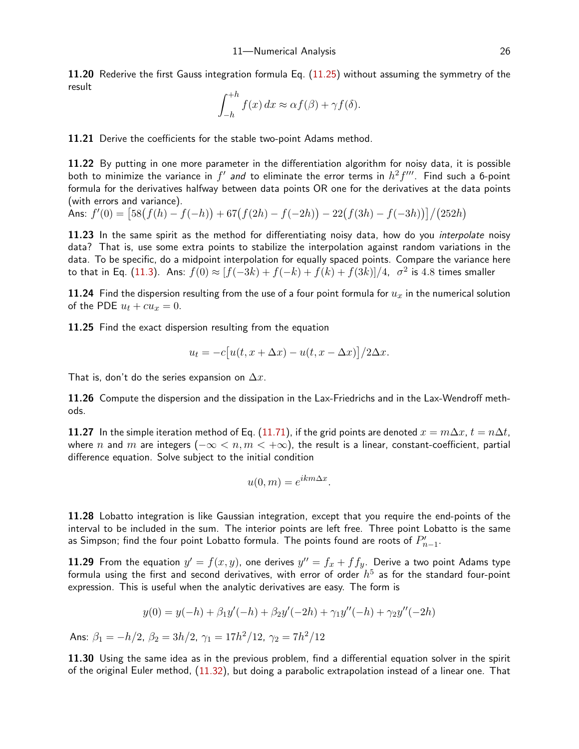**11.20** Rederive the first Gauss integration formula Eq. (11.25) without assuming the symmetry of the result

$$\int_{-h}^{+h} f(x)\,dx \approx \alpha f(\beta) + \gamma f(\delta).$$

**11.21** Derive the coefficients for the stable two-point Adams method.

**11.22** By putting in one more parameter in the differentiation algorithm for noisy data, it is possible both to minimize the variance in $f'$ *and* to eliminate the error terms in $h^2 f'''$. Find such a 6-point formula for the derivatives halfway between data points OR one for the derivatives at the data points (with errors and variance).
Ans: $f'(0) = \big[58\big(f(h) - f(-h)\big) + 67\big(f(2h) - f(-2h)\big) - 22\big(f(3h) - f(-3h)\big)\big]/\big(252h\big)$

**11.23** In the same spirit as the method for differentiating noisy data, how do you *interpolate* noisy data? That is, use some extra points to stabilize the interpolation against random variations in the data. To be specific, do a midpoint interpolation for equally spaced points. Compare the variance here to that in Eq. (11.3). Ans: $f(0) \approx [f(-3k) + f(-k) + f(k) + f(3k)]/4$, $\sigma^2$ is $4.8$ times smaller

**11.24** Find the dispersion resulting from the use of a four point formula for $u_x$ in the numerical solution of the PDE $u_t + cu_x = 0$.

**11.25** Find the exact dispersion resulting from the equation

$$u_t = -c\big[u(t, x + \Delta x) - u(t, x - \Delta x)\big]/2\Delta x.$$

That is, don't do the series expansion on $\Delta x$.

**11.26** Compute the dispersion and the dissipation in the Lax-Friedrichs and in the Lax-Wendroff methods.

**11.27** In the simple iteration method of Eq. (11.71), if the grid points are denoted $x = m\Delta x$, $t = n\Delta t$, where $n$ and $m$ are integers ($-\infty < n, m < +\infty$), the result is a linear, constant-coefficient, partial difference equation. Solve subject to the initial condition

$$u(0, m) = e^{ikm\Delta x}.$$

**11.28** Lobatto integration is like Gaussian integration, except that you require the end-points of the interval to be included in the sum. The interior points are left free. Three point Lobatto is the same as Simpson; find the four point Lobatto formula. The points found are roots of $P'_{n-1}$.

**11.29** From the equation $y' = f(x, y)$, one derives $y'' = f_x + f f_y$. Derive a two point Adams type formula using the first and second derivatives, with error of order $h^5$ as for the standard four-point expression. This is useful when the analytic derivatives are easy. The form is

$$y(0) = y(-h) + \beta_1 y'(-h) + \beta_2 y'(-2h) + \gamma_1 y''(-h) + \gamma_2 y''(-2h)$$

Ans: $\beta_1 = -h/2$, $\beta_2 = 3h/2$, $\gamma_1 = 17h^2/12$, $\gamma_2 = 7h^2/12$

**11.30** Using the same idea as in the previous problem, find a differential equation solver in the spirit of the original Euler method, (11.32), but doing a parabolic extrapolation instead of a linear one. That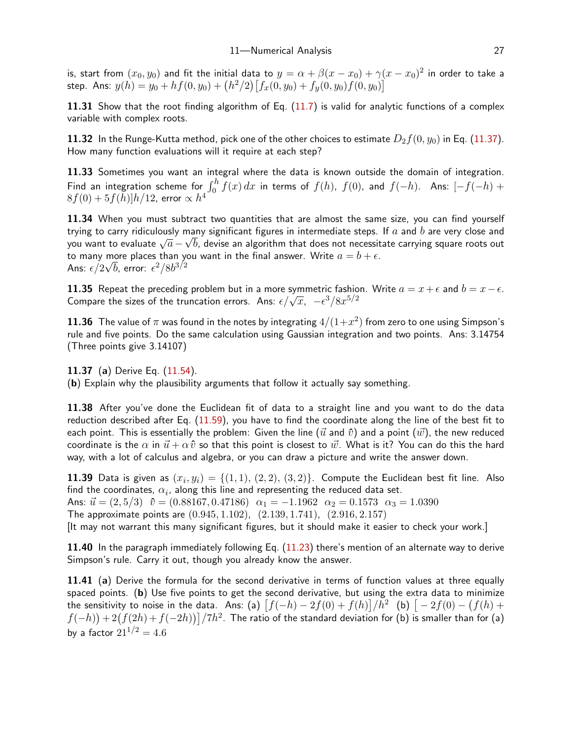is, start from $(x_0, y_0)$ and fit the initial data to $y = \alpha + \beta(x - x_0) + \gamma(x - x_0)^2$ in order to take a step. Ans: $y(h) = y_0 + hf(0, y_0) + \big(h^2/2\big)\big[f_x(0, y_0) + f_y(0, y_0)f(0, y_0)\big]$

**11.31** Show that the root finding algorithm of Eq. (11.7) is valid for analytic functions of a complex variable with complex roots.

**11.32** In the Runge-Kutta method, pick one of the other choices to estimate $D_2 f(0, y_0)$ in Eq. (11.37). How many function evaluations will it require at each step?

**11.33** Sometimes you want an integral where the data is known outside the domain of integration. Find an integration scheme for $\int_0^h f(x)\,dx$ in terms of $f(h)$, $f(0)$, and $f(-h)$. Ans: $[-f(-h) + 8f(0) + 5f(h)]h/12$, error $\propto h^4$

**11.34** When you must subtract two quantities that are almost the same size, you can find yourself trying to carry ridiculously many significant figures in intermediate steps. If $a$ and $b$ are very close and you want to evaluate $\sqrt{a} - \sqrt{b}$, devise an algorithm that does not necessitate carrying square roots out to many more places than you want in the final answer. Write $a = b + \epsilon$.
Ans: $\epsilon/2\sqrt{b}$, error: $\epsilon^2/8b^{3/2}$

**11.35** Repeat the preceding problem but in a more symmetric fashion. Write $a = x + \epsilon$ and $b = x - \epsilon$. Compare the sizes of the truncation errors. Ans: $\epsilon/\sqrt{x}$, $-\epsilon^3/8x^{5/2}$

**11.36** The value of $\pi$ was found in the notes by integrating $4/(1+x^2)$ from zero to one using Simpson's rule and five points. Do the same calculation using Gaussian integration and two points. Ans: 3.14754 (Three points give 3.14107)

**11.37** (**a**) Derive Eq. (11.54).
(**b**) Explain why the plausibility arguments that follow it actually say something.

**11.38** After you've done the Euclidean fit of data to a straight line and you want to do the data reduction described after Eq. (11.59), you have to find the coordinate along the line of the best fit to each point. This is essentially the problem: Given the line ($\vec{u}$ and $\hat{v}$) and a point ($\vec{w}$), the new reduced coordinate is the $\alpha$ in $\vec{u} + \alpha\hat{v}$ so that this point is closest to $\vec{w}$. What is it? You can do this the hard way, with a lot of calculus and algebra, or you can draw a picture and write the answer down.

**11.39** Data is given as $(x_i, y_i) = \{(1, 1), (2, 2), (3, 2)\}$. Compute the Euclidean best fit line. Also find the coordinates, $\alpha_i$, along this line and representing the reduced data set.
Ans: $\vec{u} = (2, 5/3)$ $\hat{v} = (0.88167, 0.47186)$ $\alpha_1 = -1.1962$ $\alpha_2 = 0.1573$ $\alpha_3 = 1.0390$
The approximate points are $(0.945, 1.102)$, $(2.139, 1.741)$, $(2.916, 2.157)$
[It may not warrant this many significant figures, but it should make it easier to check your work.]

**11.40** In the paragraph immediately following Eq. (11.23) there's mention of an alternate way to derive Simpson's rule. Carry it out, though you already know the answer.

**11.41** (**a**) Derive the formula for the second derivative in terms of function values at three equally spaced points. (**b**) Use five points to get the second derivative, but using the extra data to minimize the sensitivity to noise in the data. Ans: (a) $\big[f(-h) - 2f(0) + f(h)\big]/h^2$ (b) $\big[-2f(0) - \big(f(h) + f(-h)\big) + 2\big(f(2h) + f(-2h)\big)\big]/7h^2$. The ratio of the standard deviation for (b) is smaller than for (a) by a factor $21^{1/2} = 4.6$